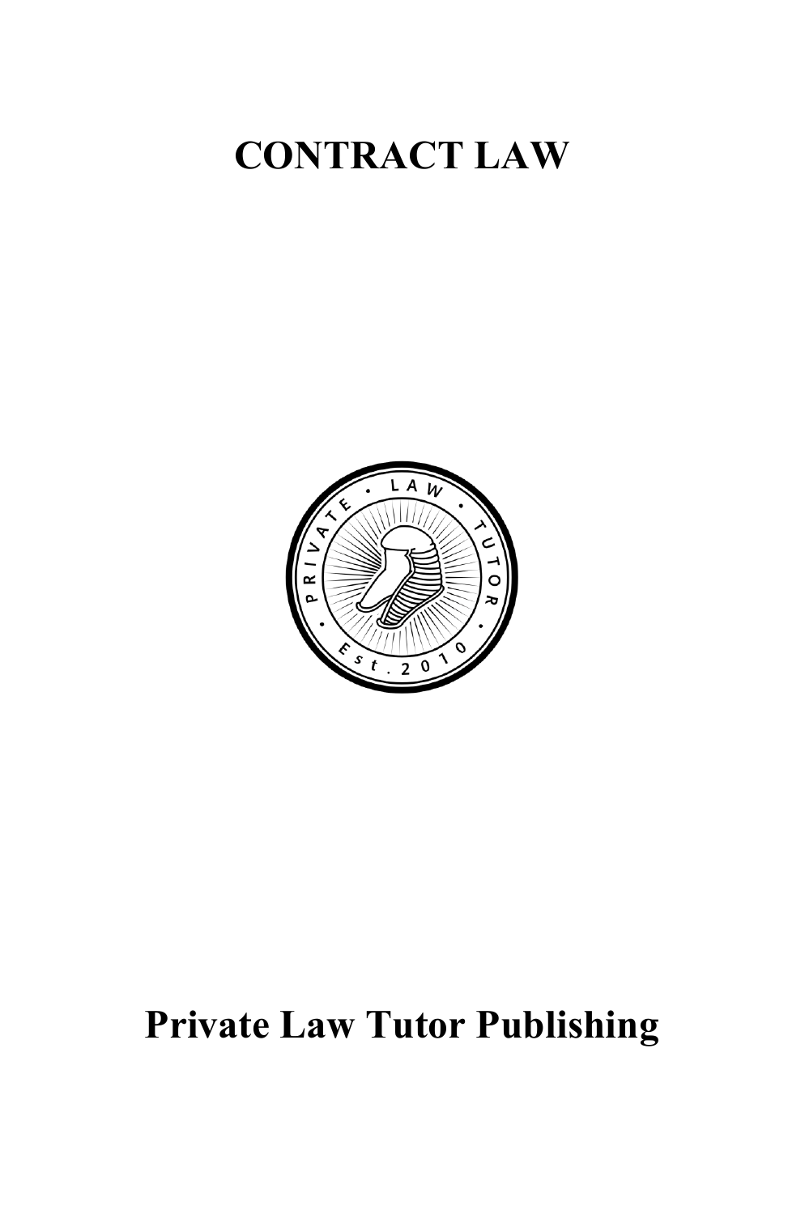# CONTRACT LAW

PRIVATE • LAW • TUTOR •

Est. 2010

# Private Law Tutor Publishing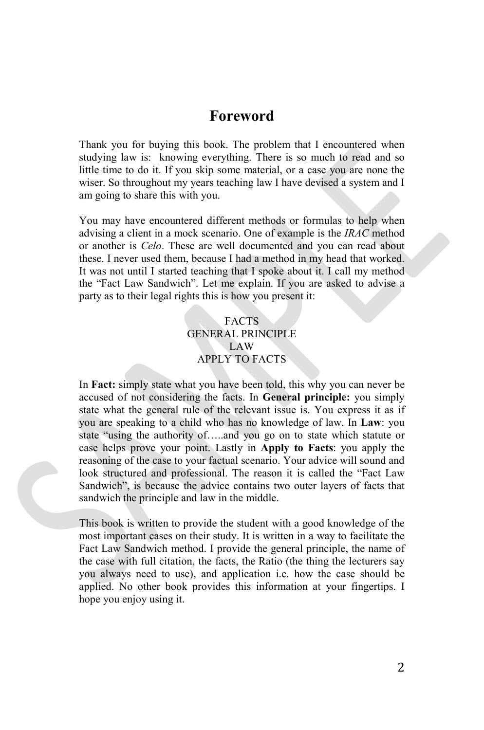# Foreword

Thank you for buying this book. The problem that I encountered when studying law is: knowing everything. There is so much to read and so little time to do it. If you skip some material, or a case you are none the wiser. So throughout my years teaching law I have devised a system and I am going to share this with you.

You may have encountered different methods or formulas to help when advising a client in a mock scenario. One of example is the *IRAC* method or another is *Celo*. These are well documented and you can read about these. I never used them, because I had a method in my head that worked. It was not until I started teaching that I spoke about it. I call my method the "Fact Law Sandwich". Let me explain. If you are asked to advise a party as to their legal rights this is how you present it:

FACTS
GENERAL PRINCIPLE
LAW
APPLY TO FACTS

In **Fact:** simply state what you have been told, this why you can never be accused of not considering the facts. In **General principle:** you simply state what the general rule of the relevant issue is. You express it as if you are speaking to a child who has no knowledge of law. In **Law**: you state "using the authority of…..and you go on to state which statute or case helps prove your point. Lastly in **Apply to Facts**: you apply the reasoning of the case to your factual scenario. Your advice will sound and look structured and professional. The reason it is called the "Fact Law Sandwich", is because the advice contains two outer layers of facts that sandwich the principle and law in the middle.

This book is written to provide the student with a good knowledge of the most important cases on their study. It is written in a way to facilitate the Fact Law Sandwich method. I provide the general principle, the name of the case with full citation, the facts, the Ratio (the thing the lecturers say you always need to use), and application i.e. how the case should be applied. No other book provides this information at your fingertips. I hope you enjoy using it.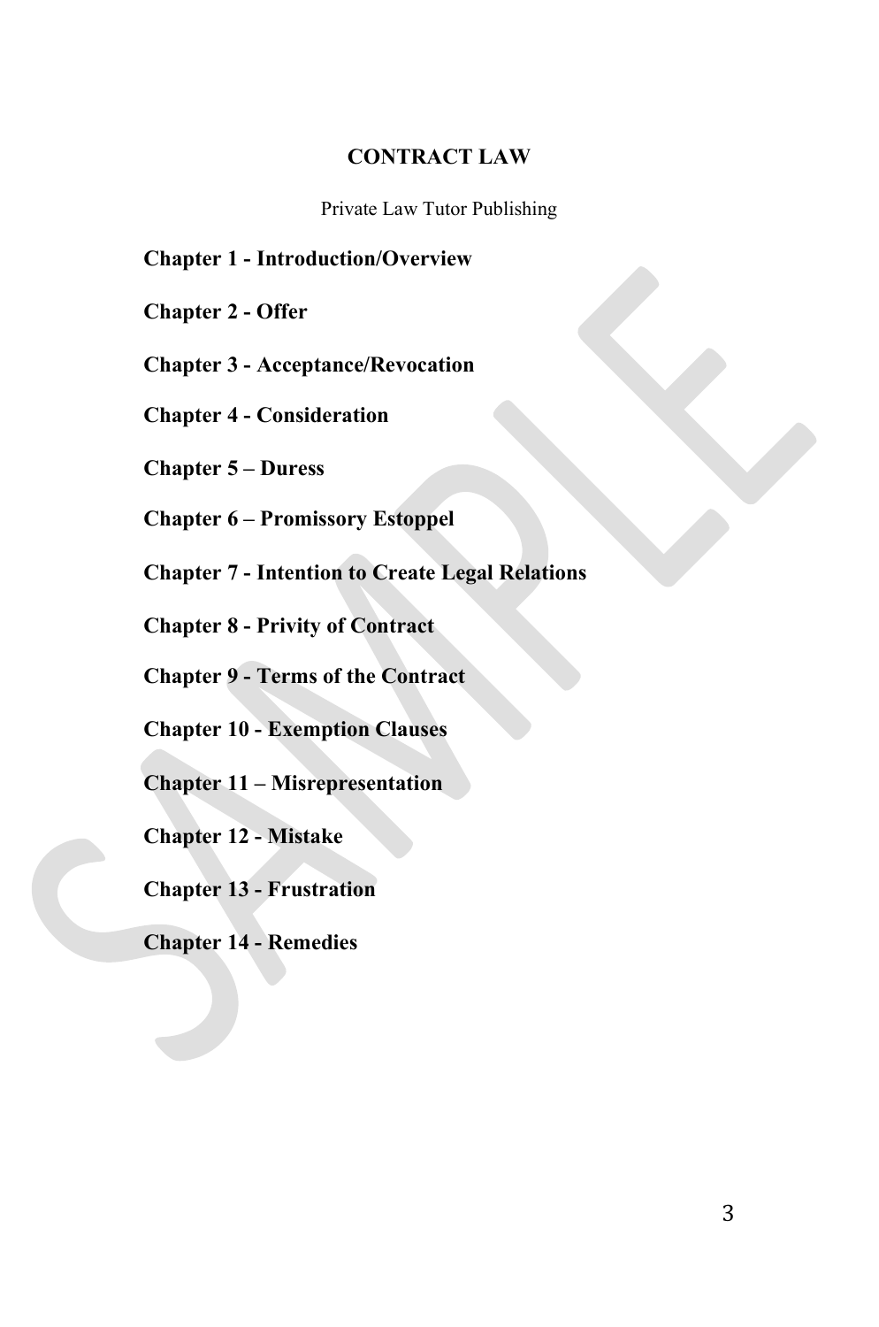# CONTRACT LAW

Private Law Tutor Publishing

**Chapter 1 - Introduction/Overview**

**Chapter 2 - Offer**

**Chapter 3 - Acceptance/Revocation**

**Chapter 4 - Consideration**

**Chapter 5 – Duress**

**Chapter 6 – Promissory Estoppel**

**Chapter 7 - Intention to Create Legal Relations**

**Chapter 8 - Privity of Contract**

**Chapter 9 - Terms of the Contract**

**Chapter 10 - Exemption Clauses**

**Chapter 11 – Misrepresentation**

**Chapter 12 - Mistake**

**Chapter 13 - Frustration**

**Chapter 14 - Remedies**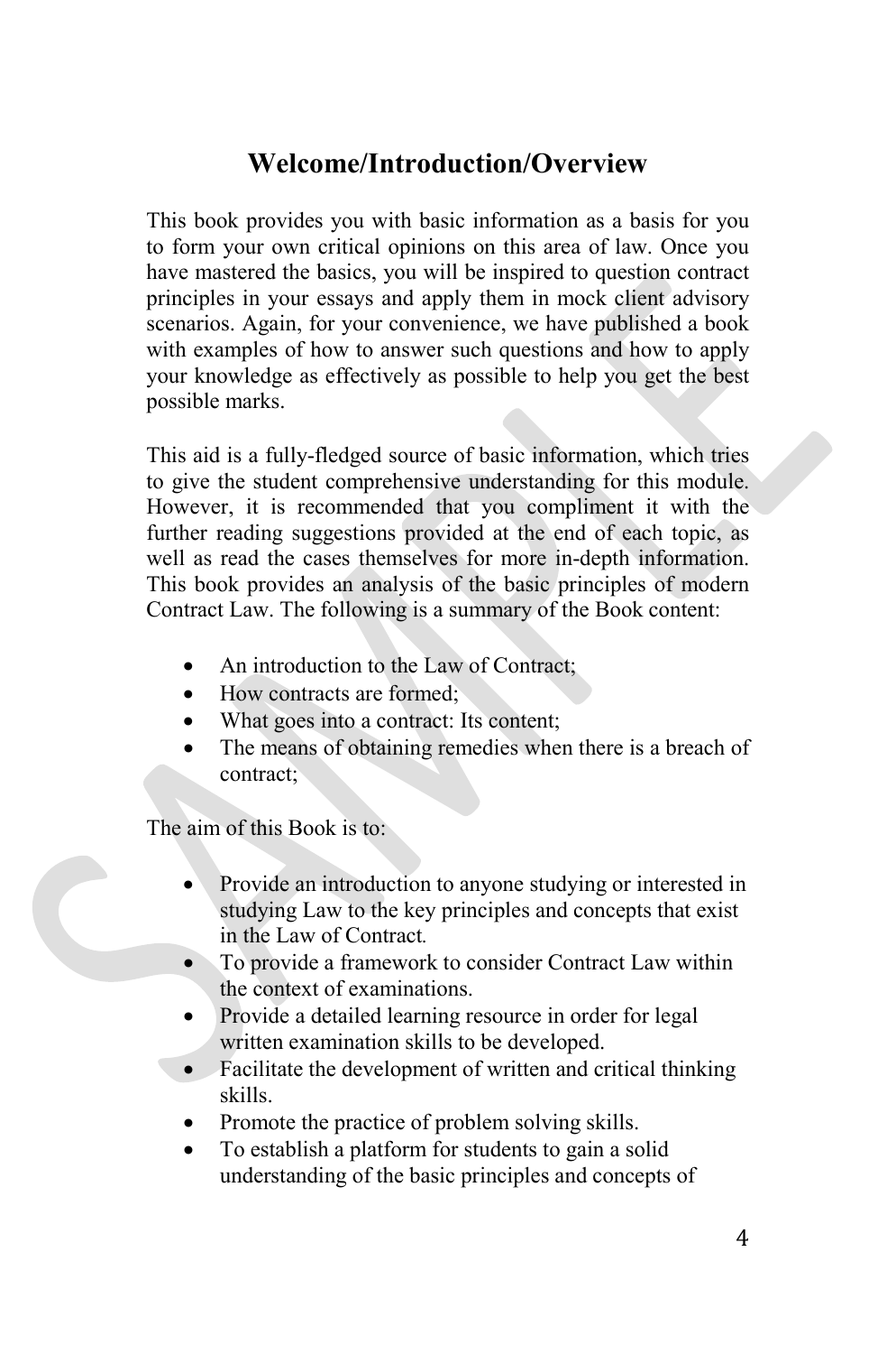## Welcome/Introduction/Overview

This book provides you with basic information as a basis for you to form your own critical opinions on this area of law. Once you have mastered the basics, you will be inspired to question contract principles in your essays and apply them in mock client advisory scenarios. Again, for your convenience, we have published a book with examples of how to answer such questions and how to apply your knowledge as effectively as possible to help you get the best possible marks.

This aid is a fully-fledged source of basic information, which tries to give the student comprehensive understanding for this module. However, it is recommended that you compliment it with the further reading suggestions provided at the end of each topic, as well as read the cases themselves for more in-depth information. This book provides an analysis of the basic principles of modern Contract Law. The following is a summary of the Book content:

- An introduction to the Law of Contract;
- How contracts are formed;
- What goes into a contract: Its content;
- The means of obtaining remedies when there is a breach of contract;

The aim of this Book is to:

- Provide an introduction to anyone studying or interested in studying Law to the key principles and concepts that exist in the Law of Contract.
- To provide a framework to consider Contract Law within the context of examinations.
- Provide a detailed learning resource in order for legal written examination skills to be developed.
- Facilitate the development of written and critical thinking skills.
- Promote the practice of problem solving skills.
- To establish a platform for students to gain a solid understanding of the basic principles and concepts of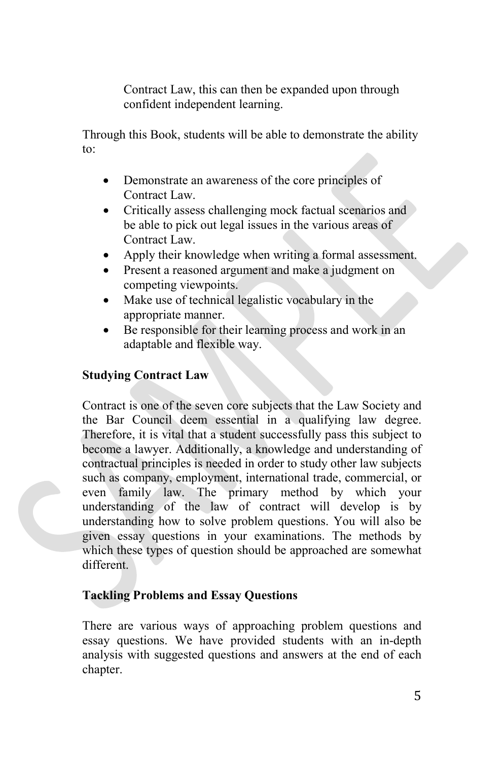Contract Law, this can then be expanded upon through confident independent learning.

Through this Book, students will be able to demonstrate the ability to:

- Demonstrate an awareness of the core principles of Contract Law.
- Critically assess challenging mock factual scenarios and be able to pick out legal issues in the various areas of Contract Law.
- Apply their knowledge when writing a formal assessment.
- Present a reasoned argument and make a judgment on competing viewpoints.
- Make use of technical legalistic vocabulary in the appropriate manner.
- Be responsible for their learning process and work in an adaptable and flexible way.

**Studying Contract Law**

Contract is one of the seven core subjects that the Law Society and the Bar Council deem essential in a qualifying law degree. Therefore, it is vital that a student successfully pass this subject to become a lawyer. Additionally, a knowledge and understanding of contractual principles is needed in order to study other law subjects such as company, employment, international trade, commercial, or even family law. The primary method by which your understanding of the law of contract will develop is by understanding how to solve problem questions. You will also be given essay questions in your examinations. The methods by which these types of question should be approached are somewhat different.

**Tackling Problems and Essay Questions**

There are various ways of approaching problem questions and essay questions. We have provided students with an in-depth analysis with suggested questions and answers at the end of each chapter.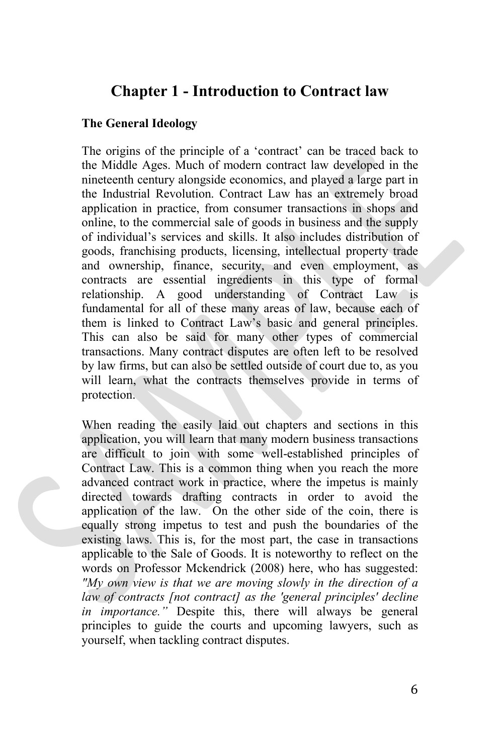# Chapter 1 - Introduction to Contract law

**The General Ideology**

The origins of the principle of a 'contract' can be traced back to the Middle Ages. Much of modern contract law developed in the nineteenth century alongside economics, and played a large part in the Industrial Revolution. Contract Law has an extremely broad application in practice, from consumer transactions in shops and online, to the commercial sale of goods in business and the supply of individual's services and skills. It also includes distribution of goods, franchising products, licensing, intellectual property trade and ownership, finance, security, and even employment, as contracts are essential ingredients in this type of formal relationship. A good understanding of Contract Law is fundamental for all of these many areas of law, because each of them is linked to Contract Law's basic and general principles. This can also be said for many other types of commercial transactions. Many contract disputes are often left to be resolved by law firms, but can also be settled outside of court due to, as you will learn, what the contracts themselves provide in terms of protection.

When reading the easily laid out chapters and sections in this application, you will learn that many modern business transactions are difficult to join with some well-established principles of Contract Law. This is a common thing when you reach the more advanced contract work in practice, where the impetus is mainly directed towards drafting contracts in order to avoid the application of the law. On the other side of the coin, there is equally strong impetus to test and push the boundaries of the existing laws. This is, for the most part, the case in transactions applicable to the Sale of Goods. It is noteworthy to reflect on the words on Professor Mckendrick (2008) here, who has suggested: *"My own view is that we are moving slowly in the direction of a law of contracts [not contract] as the 'general principles' decline in importance."* Despite this, there will always be general principles to guide the courts and upcoming lawyers, such as yourself, when tackling contract disputes.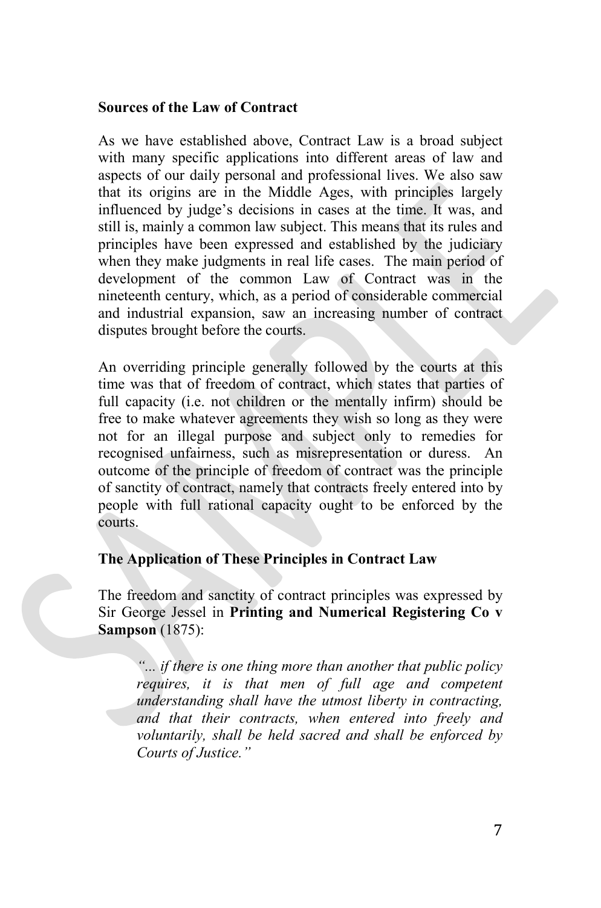**Sources of the Law of Contract**

As we have established above, Contract Law is a broad subject with many specific applications into different areas of law and aspects of our daily personal and professional lives. We also saw that its origins are in the Middle Ages, with principles largely influenced by judge's decisions in cases at the time. It was, and still is, mainly a common law subject. This means that its rules and principles have been expressed and established by the judiciary when they make judgments in real life cases. The main period of development of the common Law of Contract was in the nineteenth century, which, as a period of considerable commercial and industrial expansion, saw an increasing number of contract disputes brought before the courts.

An overriding principle generally followed by the courts at this time was that of freedom of contract, which states that parties of full capacity (i.e. not children or the mentally infirm) should be free to make whatever agreements they wish so long as they were not for an illegal purpose and subject only to remedies for recognised unfairness, such as misrepresentation or duress. An outcome of the principle of freedom of contract was the principle of sanctity of contract, namely that contracts freely entered into by people with full rational capacity ought to be enforced by the courts.

**The Application of These Principles in Contract Law**

The freedom and sanctity of contract principles was expressed by Sir George Jessel in **Printing and Numerical Registering Co v Sampson** (1875):

> *"... if there is one thing more than another that public policy requires, it is that men of full age and competent understanding shall have the utmost liberty in contracting, and that their contracts, when entered into freely and voluntarily, shall be held sacred and shall be enforced by Courts of Justice."*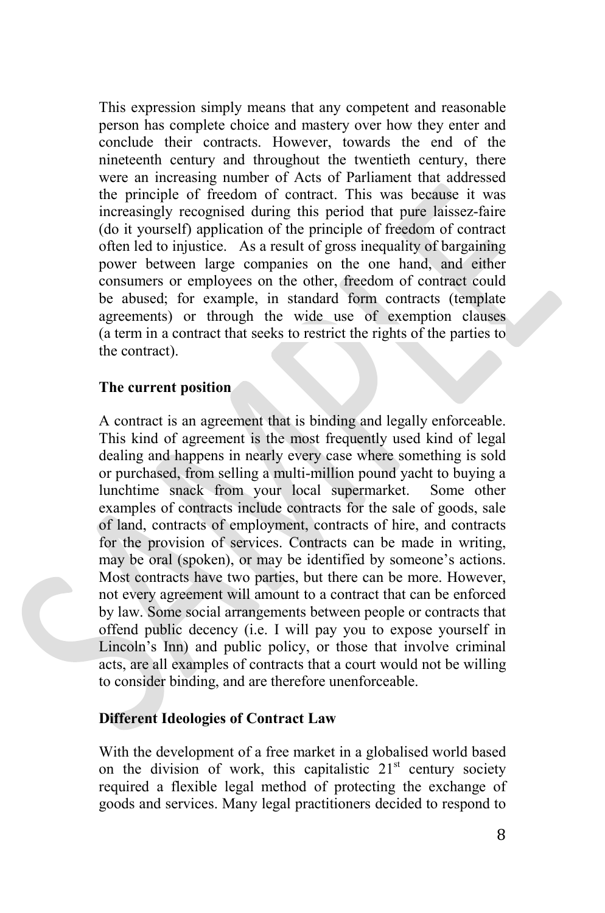This expression simply means that any competent and reasonable person has complete choice and mastery over how they enter and conclude their contracts. However, towards the end of the nineteenth century and throughout the twentieth century, there were an increasing number of Acts of Parliament that addressed the principle of freedom of contract. This was because it was increasingly recognised during this period that pure laissez-faire (do it yourself) application of the principle of freedom of contract often led to injustice. As a result of gross inequality of bargaining power between large companies on the one hand, and either consumers or employees on the other, freedom of contract could be abused; for example, in standard form contracts (template agreements) or through the wide use of exemption clauses (a term in a contract that seeks to restrict the rights of the parties to the contract).

**The current position**

A contract is an agreement that is binding and legally enforceable. This kind of agreement is the most frequently used kind of legal dealing and happens in nearly every case where something is sold or purchased, from selling a multi-million pound yacht to buying a lunchtime snack from your local supermarket. Some other examples of contracts include contracts for the sale of goods, sale of land, contracts of employment, contracts of hire, and contracts for the provision of services. Contracts can be made in writing, may be oral (spoken), or may be identified by someone's actions. Most contracts have two parties, but there can be more. However, not every agreement will amount to a contract that can be enforced by law. Some social arrangements between people or contracts that offend public decency (i.e. I will pay you to expose yourself in Lincoln's Inn) and public policy, or those that involve criminal acts, are all examples of contracts that a court would not be willing to consider binding, and are therefore unenforceable.

**Different Ideologies of Contract Law**

With the development of a free market in a globalised world based on the division of work, this capitalistic 21st century society required a flexible legal method of protecting the exchange of goods and services. Many legal practitioners decided to respond to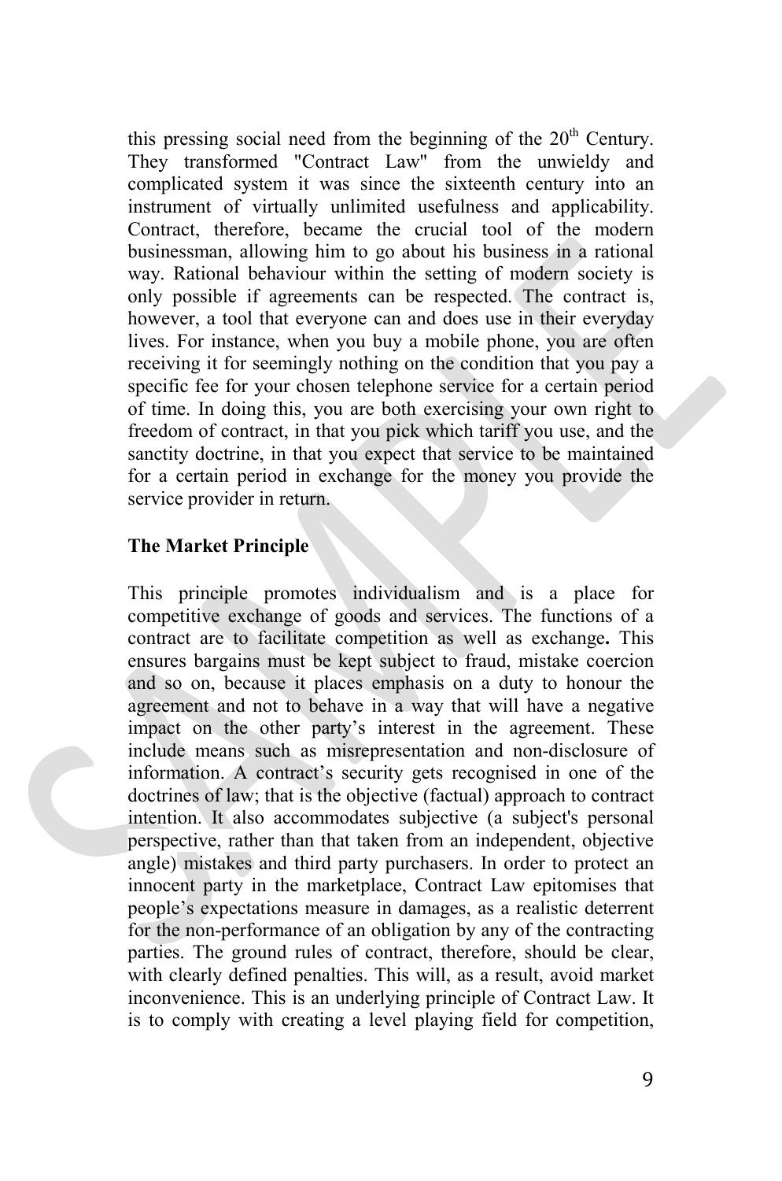this pressing social need from the beginning of the 20th Century. They transformed "Contract Law" from the unwieldy and complicated system it was since the sixteenth century into an instrument of virtually unlimited usefulness and applicability. Contract, therefore, became the crucial tool of the modern businessman, allowing him to go about his business in a rational way. Rational behaviour within the setting of modern society is only possible if agreements can be respected. The contract is, however, a tool that everyone can and does use in their everyday lives. For instance, when you buy a mobile phone, you are often receiving it for seemingly nothing on the condition that you pay a specific fee for your chosen telephone service for a certain period of time. In doing this, you are both exercising your own right to freedom of contract, in that you pick which tariff you use, and the sanctity doctrine, in that you expect that service to be maintained for a certain period in exchange for the money you provide the service provider in return.

**The Market Principle**

This principle promotes individualism and is a place for competitive exchange of goods and services. The functions of a contract are to facilitate competition as well as exchange**.** This ensures bargains must be kept subject to fraud, mistake coercion and so on, because it places emphasis on a duty to honour the agreement and not to behave in a way that will have a negative impact on the other party's interest in the agreement. These include means such as misrepresentation and non-disclosure of information. A contract's security gets recognised in one of the doctrines of law; that is the objective (factual) approach to contract intention. It also accommodates subjective (a subject's personal perspective, rather than that taken from an independent, objective angle) mistakes and third party purchasers. In order to protect an innocent party in the marketplace, Contract Law epitomises that people's expectations measure in damages, as a realistic deterrent for the non-performance of an obligation by any of the contracting parties. The ground rules of contract, therefore, should be clear, with clearly defined penalties. This will, as a result, avoid market inconvenience. This is an underlying principle of Contract Law. It is to comply with creating a level playing field for competition,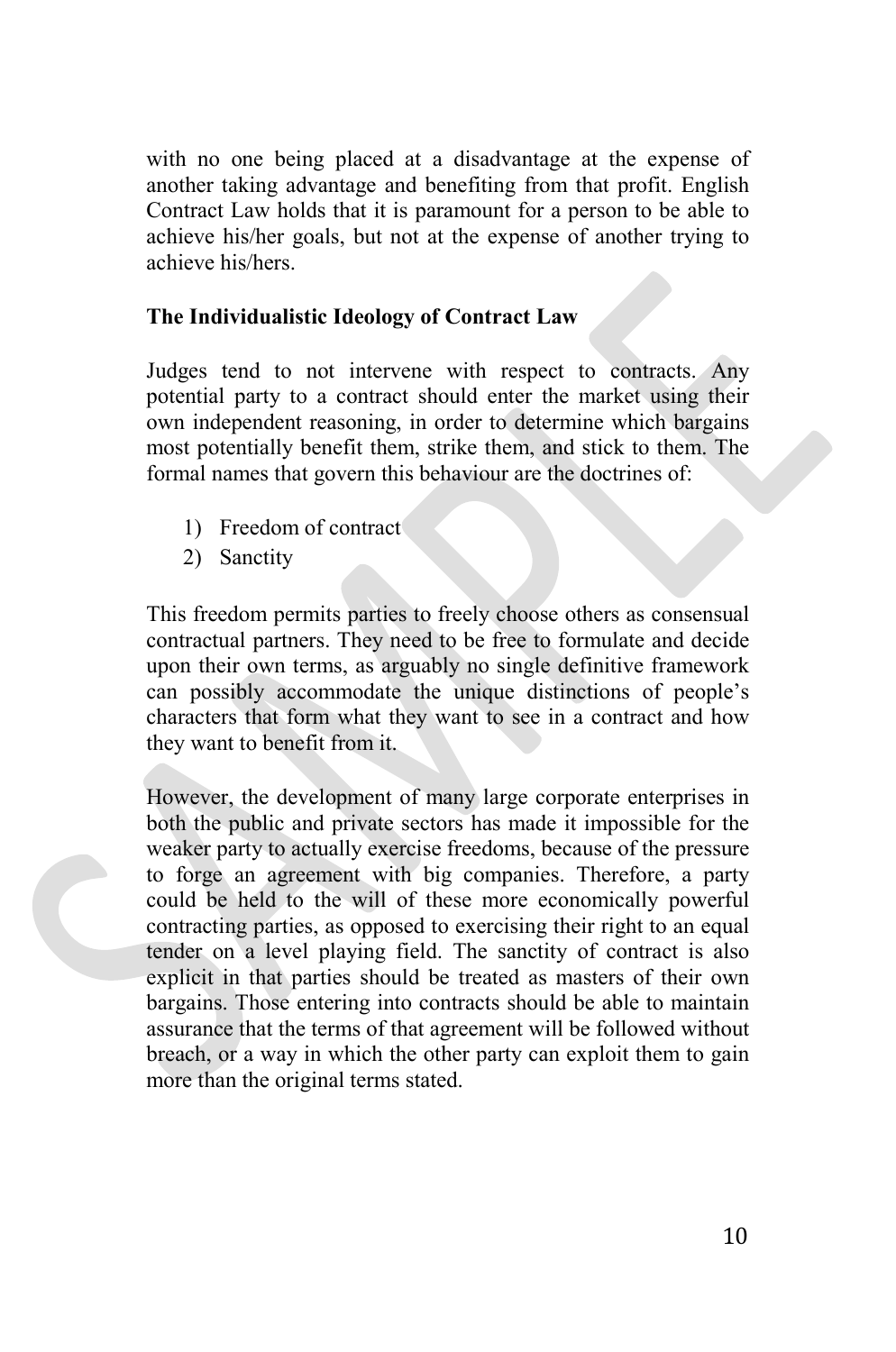with no one being placed at a disadvantage at the expense of another taking advantage and benefiting from that profit. English Contract Law holds that it is paramount for a person to be able to achieve his/her goals, but not at the expense of another trying to achieve his/hers.

### The Individualistic Ideology of Contract Law

Judges tend to not intervene with respect to contracts. Any potential party to a contract should enter the market using their own independent reasoning, in order to determine which bargains most potentially benefit them, strike them, and stick to them. The formal names that govern this behaviour are the doctrines of:

1) Freedom of contract
2) Sanctity

This freedom permits parties to freely choose others as consensual contractual partners. They need to be free to formulate and decide upon their own terms, as arguably no single definitive framework can possibly accommodate the unique distinctions of people's characters that form what they want to see in a contract and how they want to benefit from it.

However, the development of many large corporate enterprises in both the public and private sectors has made it impossible for the weaker party to actually exercise freedoms, because of the pressure to forge an agreement with big companies. Therefore, a party could be held to the will of these more economically powerful contracting parties, as opposed to exercising their right to an equal tender on a level playing field. The sanctity of contract is also explicit in that parties should be treated as masters of their own bargains. Those entering into contracts should be able to maintain assurance that the terms of that agreement will be followed without breach, or a way in which the other party can exploit them to gain more than the original terms stated.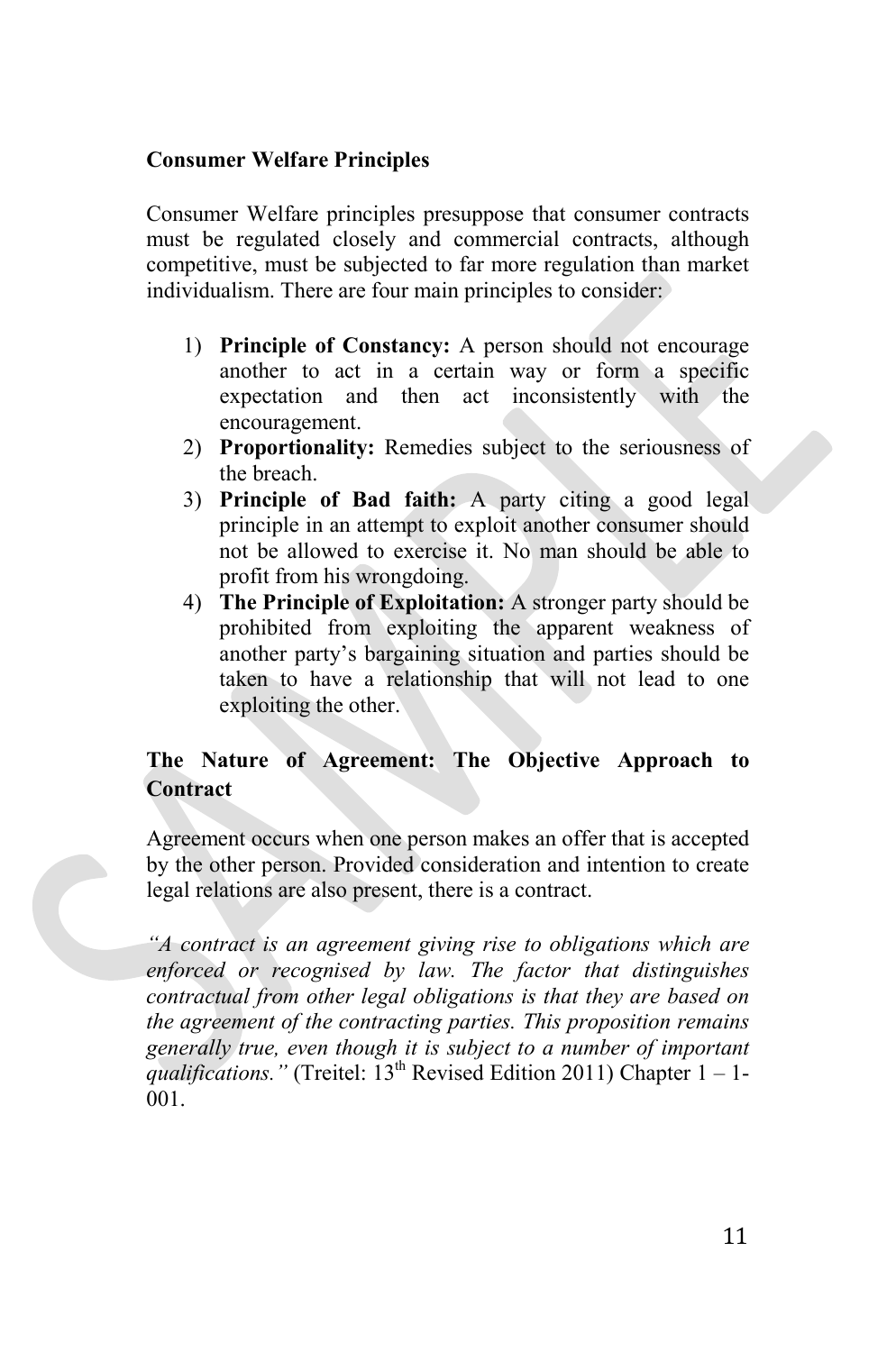**Consumer Welfare Principles**

Consumer Welfare principles presuppose that consumer contracts must be regulated closely and commercial contracts, although competitive, must be subjected to far more regulation than market individualism. There are four main principles to consider:

1) **Principle of Constancy:** A person should not encourage another to act in a certain way or form a specific expectation and then act inconsistently with the encouragement.
2) **Proportionality:** Remedies subject to the seriousness of the breach.
3) **Principle of Bad faith:** A party citing a good legal principle in an attempt to exploit another consumer should not be allowed to exercise it. No man should be able to profit from his wrongdoing.
4) **The Principle of Exploitation:** A stronger party should be prohibited from exploiting the apparent weakness of another party's bargaining situation and parties should be taken to have a relationship that will not lead to one exploiting the other.

**The Nature of Agreement: The Objective Approach to Contract**

Agreement occurs when one person makes an offer that is accepted by the other person. Provided consideration and intention to create legal relations are also present, there is a contract.

*"A contract is an agreement giving rise to obligations which are enforced or recognised by law. The factor that distinguishes contractual from other legal obligations is that they are based on the agreement of the contracting parties. This proposition remains generally true, even though it is subject to a number of important qualifications."* (Treitel: 13th Revised Edition 2011) Chapter 1 – 1-001.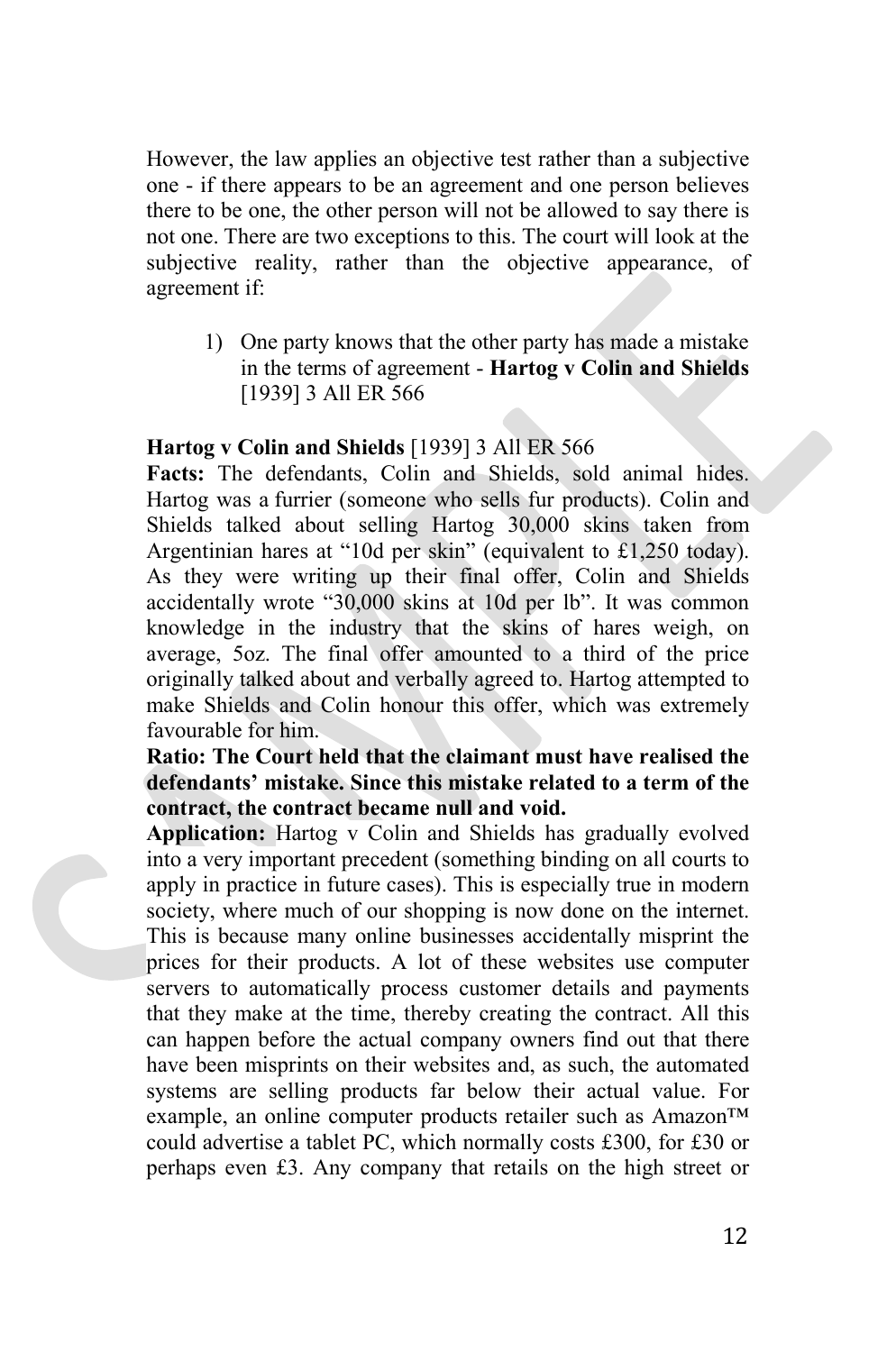However, the law applies an objective test rather than a subjective one - if there appears to be an agreement and one person believes there to be one, the other person will not be allowed to say there is not one. There are two exceptions to this. The court will look at the subjective reality, rather than the objective appearance, of agreement if:

1) One party knows that the other party has made a mistake in the terms of agreement - **Hartog v Colin and Shields** [1939] 3 All ER 566

**Hartog v Colin and Shields** [1939] 3 All ER 566

**Facts:** The defendants, Colin and Shields, sold animal hides. Hartog was a furrier (someone who sells fur products). Colin and Shields talked about selling Hartog 30,000 skins taken from Argentinian hares at "10d per skin" (equivalent to £1,250 today). As they were writing up their final offer, Colin and Shields accidentally wrote "30,000 skins at 10d per lb". It was common knowledge in the industry that the skins of hares weigh, on average, 5oz. The final offer amounted to a third of the price originally talked about and verbally agreed to. Hartog attempted to make Shields and Colin honour this offer, which was extremely favourable for him.

**Ratio: The Court held that the claimant must have realised the defendants' mistake. Since this mistake related to a term of the contract, the contract became null and void.**

**Application:** Hartog v Colin and Shields has gradually evolved into a very important precedent (something binding on all courts to apply in practice in future cases). This is especially true in modern society, where much of our shopping is now done on the internet. This is because many online businesses accidentally misprint the prices for their products. A lot of these websites use computer servers to automatically process customer details and payments that they make at the time, thereby creating the contract. All this can happen before the actual company owners find out that there have been misprints on their websites and, as such, the automated systems are selling products far below their actual value. For example, an online computer products retailer such as Amazon™ could advertise a tablet PC, which normally costs £300, for £30 or perhaps even £3. Any company that retails on the high street or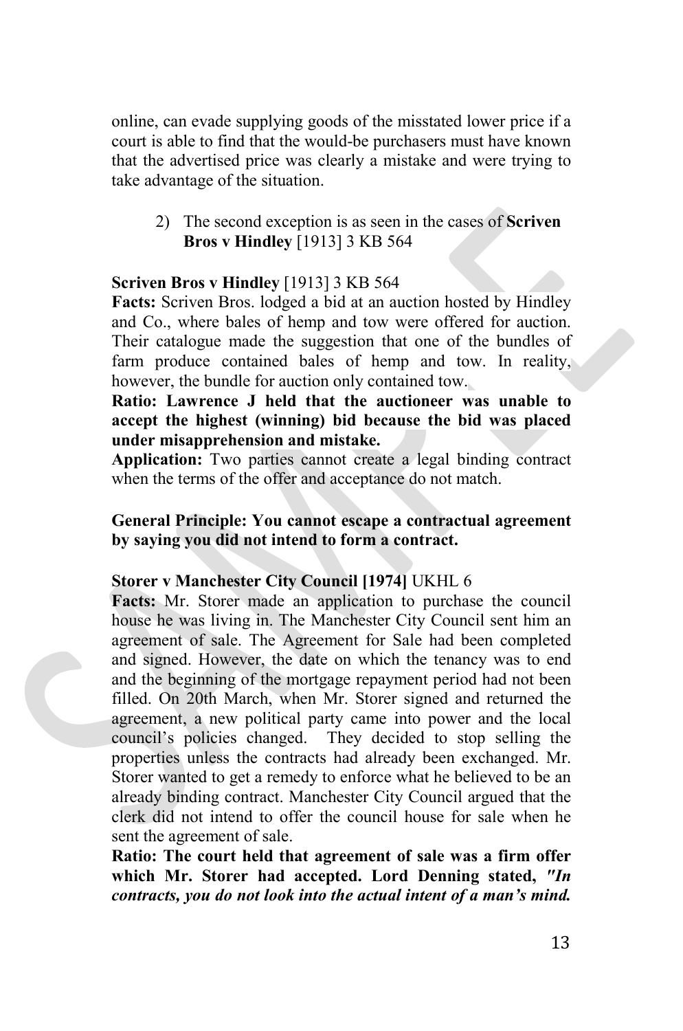online, can evade supplying goods of the misstated lower price if a court is able to find that the would-be purchasers must have known that the advertised price was clearly a mistake and were trying to take advantage of the situation.

2) The second exception is as seen in the cases of **Scriven Bros v Hindley** [1913] 3 KB 564

**Scriven Bros v Hindley** [1913] 3 KB 564
**Facts:** Scriven Bros. lodged a bid at an auction hosted by Hindley and Co., where bales of hemp and tow were offered for auction. Their catalogue made the suggestion that one of the bundles of farm produce contained bales of hemp and tow. In reality, however, the bundle for auction only contained tow.
**Ratio: Lawrence J held that the auctioneer was unable to accept the highest (winning) bid because the bid was placed under misapprehension and mistake.**
**Application:** Two parties cannot create a legal binding contract when the terms of the offer and acceptance do not match.

**General Principle: You cannot escape a contractual agreement by saying you did not intend to form a contract.**

**Storer v Manchester City Council [1974]** UKHL 6
**Facts:** Mr. Storer made an application to purchase the council house he was living in. The Manchester City Council sent him an agreement of sale. The Agreement for Sale had been completed and signed. However, the date on which the tenancy was to end and the beginning of the mortgage repayment period had not been filled. On 20th March, when Mr. Storer signed and returned the agreement, a new political party came into power and the local council's policies changed. They decided to stop selling the properties unless the contracts had already been exchanged. Mr. Storer wanted to get a remedy to enforce what he believed to be an already binding contract. Manchester City Council argued that the clerk did not intend to offer the council house for sale when he sent the agreement of sale.
**Ratio: The court held that agreement of sale was a firm offer which Mr. Storer had accepted. Lord Denning stated, *"In contracts, you do not look into the actual intent of a man's mind.***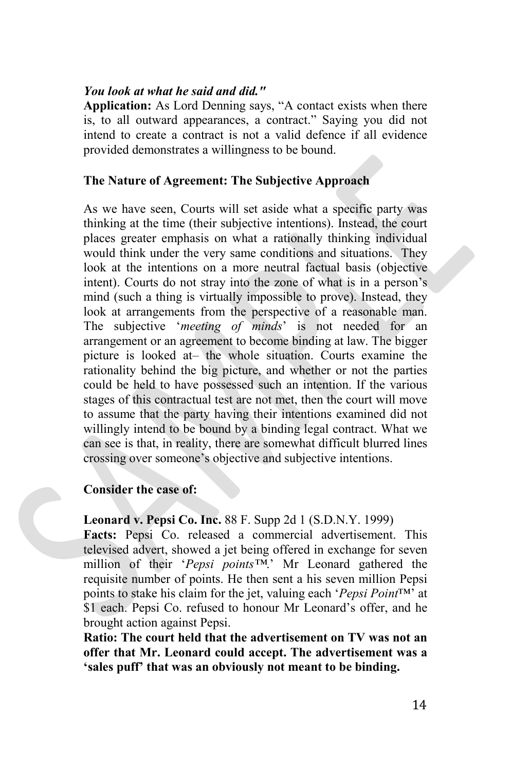***You look at what he said and did."***

**Application:** As Lord Denning says, "A contact exists when there is, to all outward appearances, a contract." Saying you did not intend to create a contract is not a valid defence if all evidence provided demonstrates a willingness to be bound.

**The Nature of Agreement: The Subjective Approach**

As we have seen, Courts will set aside what a specific party was thinking at the time (their subjective intentions). Instead, the court places greater emphasis on what a rationally thinking individual would think under the very same conditions and situations. They look at the intentions on a more neutral factual basis (objective intent). Courts do not stray into the zone of what is in a person's mind (such a thing is virtually impossible to prove). Instead, they look at arrangements from the perspective of a reasonable man. The subjective '*meeting of minds*' is not needed for an arrangement or an agreement to become binding at law. The bigger picture is looked at– the whole situation. Courts examine the rationality behind the big picture, and whether or not the parties could be held to have possessed such an intention. If the various stages of this contractual test are not met, then the court will move to assume that the party having their intentions examined did not willingly intend to be bound by a binding legal contract. What we can see is that, in reality, there are somewhat difficult blurred lines crossing over someone's objective and subjective intentions.

**Consider the case of:**

**Leonard v. Pepsi Co. Inc.** 88 F. Supp 2d 1 (S.D.N.Y. 1999)

**Facts:** Pepsi Co. released a commercial advertisement. This televised advert, showed a jet being offered in exchange for seven million of their '*Pepsi points*™.' Mr Leonard gathered the requisite number of points. He then sent a his seven million Pepsi points to stake his claim for the jet, valuing each '*Pepsi Point*™' at $1 each. Pepsi Co. refused to honour Mr Leonard's offer, and he brought action against Pepsi.

**Ratio: The court held that the advertisement on TV was not an offer that Mr. Leonard could accept. The advertisement was a 'sales puff' that was an obviously not meant to be binding.**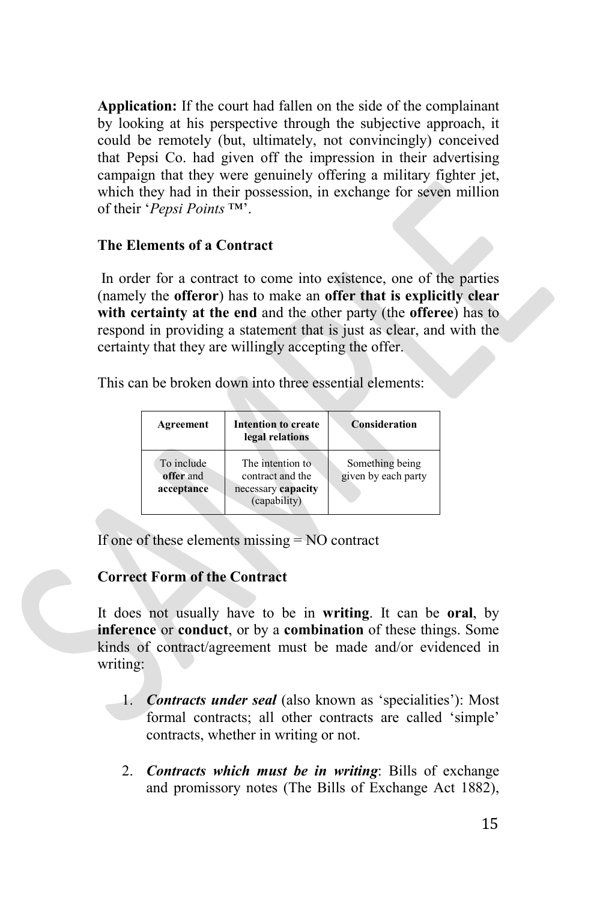**Application:** If the court had fallen on the side of the complainant by looking at his perspective through the subjective approach, it could be remotely (but, ultimately, not convincingly) conceived that Pepsi Co. had given off the impression in their advertising campaign that they were genuinely offering a military fighter jet, which they had in their possession, in exchange for seven million of their '*Pepsi Points* ™'.

### The Elements of a Contract

In order for a contract to come into existence, one of the parties (namely the **offeror**) has to make an **offer that is explicitly clear with certainty at the end** and the other party (the **offeree**) has to respond in providing a statement that is just as clear, and with the certainty that they are willingly accepting the offer.

This can be broken down into three essential elements:

| Agreement | Intention to create legal relations | Consideration |
| --- | --- | --- |
| To include **offer** and **acceptance** | The intention to contract and the necessary **capacity** (capability) | Something being given by each party |

If one of these elements missing = NO contract

### Correct Form of the Contract

It does not usually have to be in **writing**. It can be **oral**, by **inference** or **conduct**, or by a **combination** of these things. Some kinds of contract/agreement must be made and/or evidenced in writing:

1. ***Contracts under seal*** (also known as 'specialities'): Most formal contracts; all other contracts are called 'simple' contracts, whether in writing or not.

2. ***Contracts which must be in writing***: Bills of exchange and promissory notes (The Bills of Exchange Act 1882),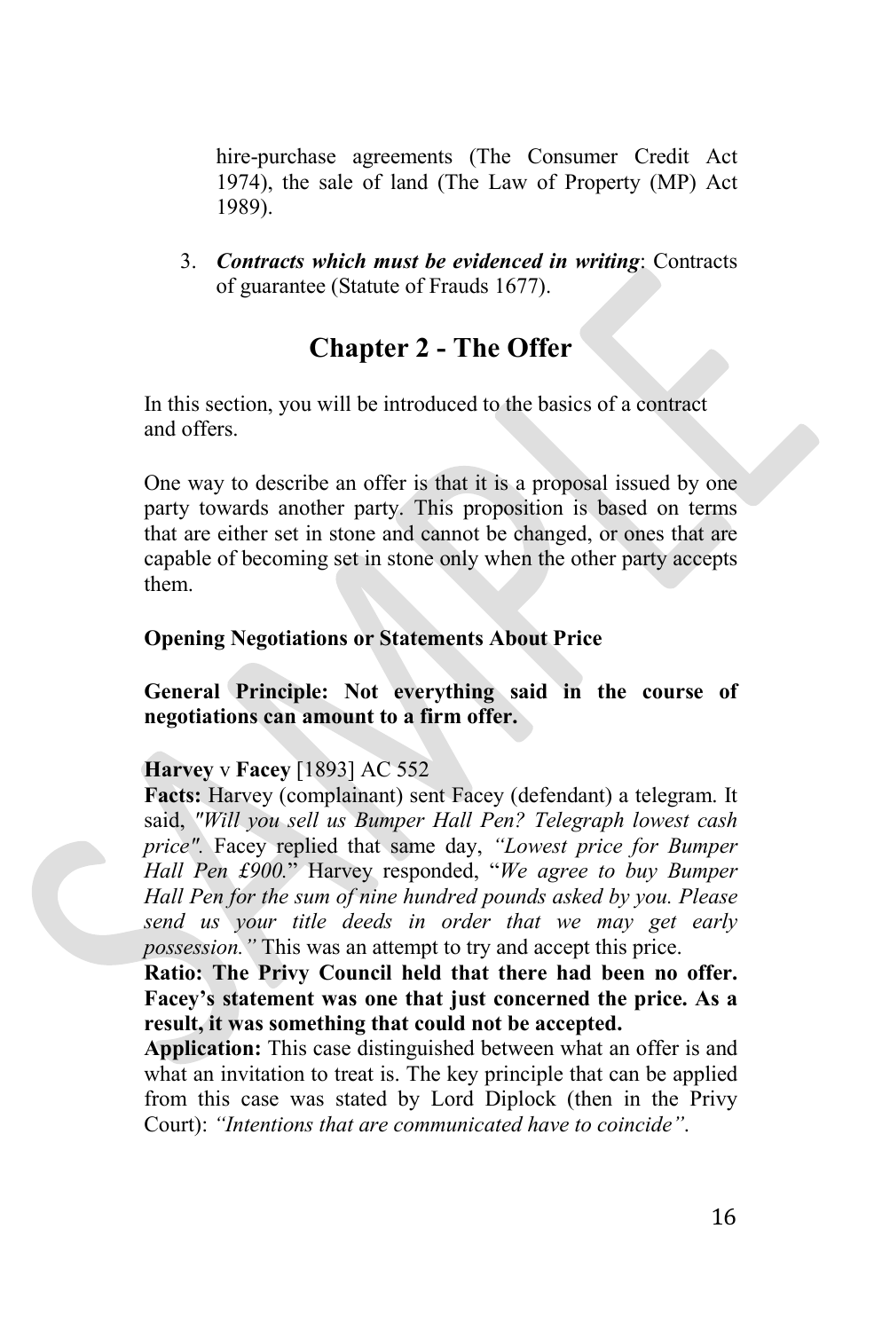hire-purchase agreements (The Consumer Credit Act 1974), the sale of land (The Law of Property (MP) Act 1989).

3. ***Contracts which must be evidenced in writing***: Contracts of guarantee (Statute of Frauds 1677).

## Chapter 2 - The Offer

In this section, you will be introduced to the basics of a contract and offers.

One way to describe an offer is that it is a proposal issued by one party towards another party. This proposition is based on terms that are either set in stone and cannot be changed, or ones that are capable of becoming set in stone only when the other party accepts them.

**Opening Negotiations or Statements About Price**

**General Principle: Not everything said in the course of negotiations can amount to a firm offer.**

**Harvey** v **Facey** [1893] AC 552
**Facts:** Harvey (complainant) sent Facey (defendant) a telegram. It said, *"Will you sell us Bumper Hall Pen? Telegraph lowest cash price"*. Facey replied that same day, *"Lowest price for Bumper Hall Pen £900."* Harvey responded, "*We agree to buy Bumper Hall Pen for the sum of nine hundred pounds asked by you. Please send us your title deeds in order that we may get early possession."* This was an attempt to try and accept this price.
**Ratio: The Privy Council held that there had been no offer. Facey's statement was one that just concerned the price. As a result, it was something that could not be accepted.**
**Application:** This case distinguished between what an offer is and what an invitation to treat is. The key principle that can be applied from this case was stated by Lord Diplock (then in the Privy Court): *"Intentions that are communicated have to coincide"*.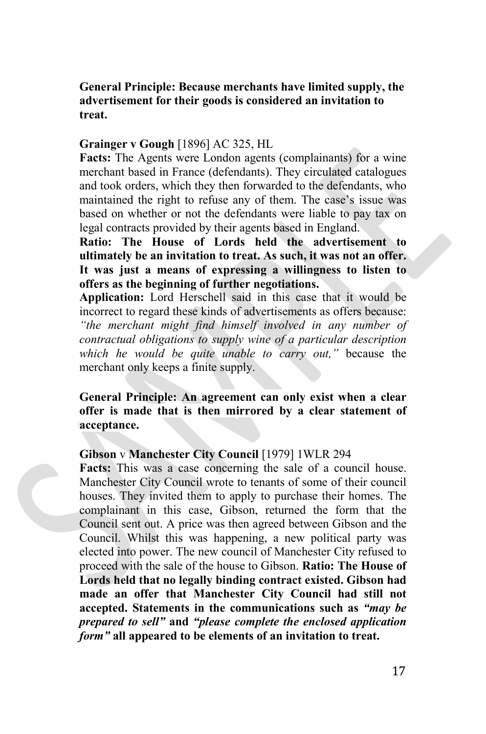**General Principle: Because merchants have limited supply, the advertisement for their goods is considered an invitation to treat.**

**Grainger v Gough** [1896] AC 325, HL

**Facts:** The Agents were London agents (complainants) for a wine merchant based in France (defendants). They circulated catalogues and took orders, which they then forwarded to the defendants, who maintained the right to refuse any of them. The case's issue was based on whether or not the defendants were liable to pay tax on legal contracts provided by their agents based in England.

**Ratio: The House of Lords held the advertisement to ultimately be an invitation to treat. As such, it was not an offer. It was just a means of expressing a willingness to listen to offers as the beginning of further negotiations.**

**Application:** Lord Herschell said in this case that it would be incorrect to regard these kinds of advertisements as offers because: *"the merchant might find himself involved in any number of contractual obligations to supply wine of a particular description which he would be quite unable to carry out,"* because the merchant only keeps a finite supply.

**General Principle: An agreement can only exist when a clear offer is made that is then mirrored by a clear statement of acceptance.**

**Gibson** v **Manchester City Council** [1979] 1WLR 294

**Facts:** This was a case concerning the sale of a council house. Manchester City Council wrote to tenants of some of their council houses. They invited them to apply to purchase their homes. The complainant in this case, Gibson, returned the form that the Council sent out. A price was then agreed between Gibson and the Council. Whilst this was happening, a new political party was elected into power. The new council of Manchester City refused to proceed with the sale of the house to Gibson. **Ratio: The House of Lords held that no legally binding contract existed. Gibson had made an offer that Manchester City Council had still not accepted. Statements in the communications such as *"may be prepared to sell"* and *"please complete the enclosed application form"* all appeared to be elements of an invitation to treat.**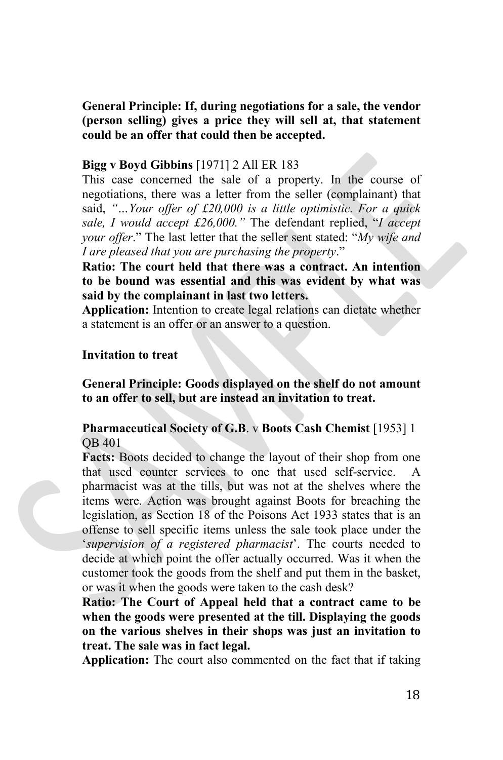**General Principle: If, during negotiations for a sale, the vendor (person selling) gives a price they will sell at, that statement could be an offer that could then be accepted.**

**Bigg v Boyd Gibbins** [1971] 2 All ER 183

This case concerned the sale of a property. In the course of negotiations, there was a letter from the seller (complainant) that said, *"…Your offer of £20,000 is a little optimistic. For a quick sale, I would accept £26,000."* The defendant replied, "*I accept your offer*." The last letter that the seller sent stated: "*My wife and I are pleased that you are purchasing the property*."

**Ratio: The court held that there was a contract. An intention to be bound was essential and this was evident by what was said by the complainant in last two letters.**

**Application:** Intention to create legal relations can dictate whether a statement is an offer or an answer to a question.

**Invitation to treat**

**General Principle: Goods displayed on the shelf do not amount to an offer to sell, but are instead an invitation to treat.**

**Pharmaceutical Society of G.B**. v **Boots Cash Chemist** [1953] 1 QB 401

**Facts:** Boots decided to change the layout of their shop from one that used counter services to one that used self-service. A pharmacist was at the tills, but was not at the shelves where the items were. Action was brought against Boots for breaching the legislation, as Section 18 of the Poisons Act 1933 states that is an offense to sell specific items unless the sale took place under the '*supervision of a registered pharmacist*'. The courts needed to decide at which point the offer actually occurred. Was it when the customer took the goods from the shelf and put them in the basket, or was it when the goods were taken to the cash desk?

**Ratio: The Court of Appeal held that a contract came to be when the goods were presented at the till. Displaying the goods on the various shelves in their shops was just an invitation to treat. The sale was in fact legal.**

**Application:** The court also commented on the fact that if taking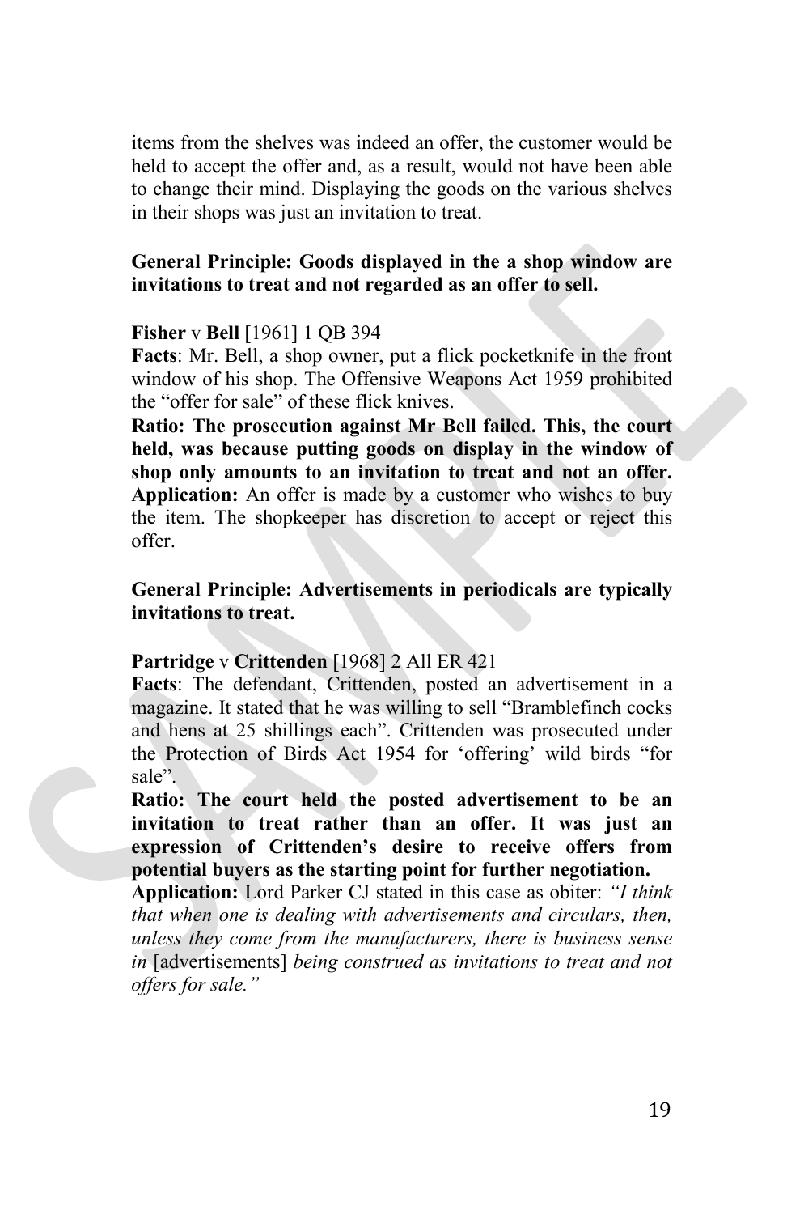items from the shelves was indeed an offer, the customer would be held to accept the offer and, as a result, would not have been able to change their mind. Displaying the goods on the various shelves in their shops was just an invitation to treat.

**General Principle: Goods displayed in the a shop window are invitations to treat and not regarded as an offer to sell.**

**Fisher** v **Bell** [1961] 1 QB 394

**Facts**: Mr. Bell, a shop owner, put a flick pocketknife in the front window of his shop. The Offensive Weapons Act 1959 prohibited the "offer for sale" of these flick knives.

**Ratio: The prosecution against Mr Bell failed. This, the court held, was because putting goods on display in the window of shop only amounts to an invitation to treat and not an offer.**

**Application:** An offer is made by a customer who wishes to buy the item. The shopkeeper has discretion to accept or reject this offer.

**General Principle: Advertisements in periodicals are typically invitations to treat.**

**Partridge** v **Crittenden** [1968] 2 All ER 421

**Facts**: The defendant, Crittenden, posted an advertisement in a magazine. It stated that he was willing to sell "Bramblefinch cocks and hens at 25 shillings each". Crittenden was prosecuted under the Protection of Birds Act 1954 for 'offering' wild birds "for sale".

**Ratio: The court held the posted advertisement to be an invitation to treat rather than an offer. It was just an expression of Crittenden's desire to receive offers from potential buyers as the starting point for further negotiation.**

**Application:** Lord Parker CJ stated in this case as obiter: *"I think that when one is dealing with advertisements and circulars, then, unless they come from the manufacturers, there is business sense in* [advertisements] *being construed as invitations to treat and not offers for sale."*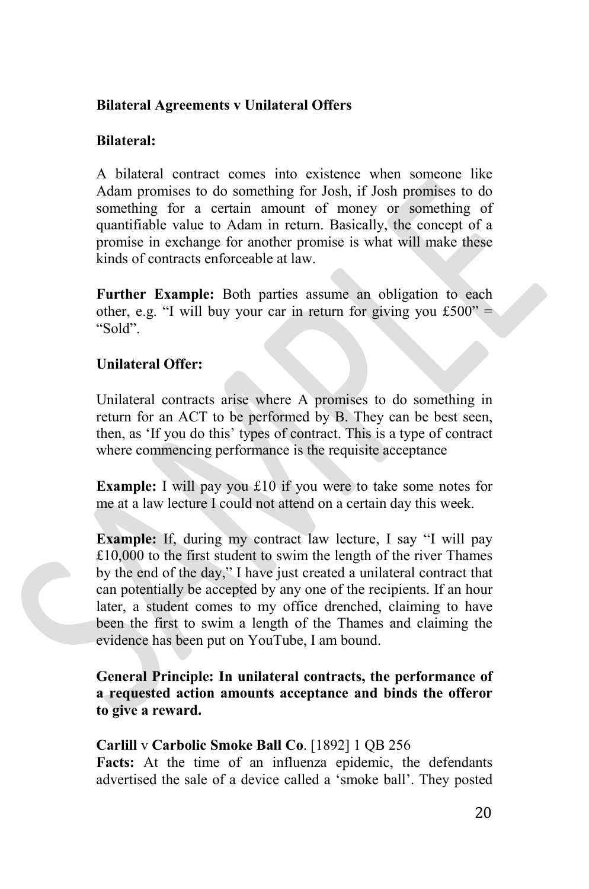**Bilateral Agreements v Unilateral Offers**

**Bilateral:**

A bilateral contract comes into existence when someone like Adam promises to do something for Josh, if Josh promises to do something for a certain amount of money or something of quantifiable value to Adam in return. Basically, the concept of a promise in exchange for another promise is what will make these kinds of contracts enforceable at law.

**Further Example:** Both parties assume an obligation to each other, e.g. "I will buy your car in return for giving you £500" = "Sold".

**Unilateral Offer:**

Unilateral contracts arise where A promises to do something in return for an ACT to be performed by B. They can be best seen, then, as 'If you do this' types of contract. This is a type of contract where commencing performance is the requisite acceptance

**Example:** I will pay you £10 if you were to take some notes for me at a law lecture I could not attend on a certain day this week.

**Example:** If, during my contract law lecture, I say "I will pay £10,000 to the first student to swim the length of the river Thames by the end of the day," I have just created a unilateral contract that can potentially be accepted by any one of the recipients. If an hour later, a student comes to my office drenched, claiming to have been the first to swim a length of the Thames and claiming the evidence has been put on YouTube, I am bound.

**General Principle: In unilateral contracts, the performance of a requested action amounts acceptance and binds the offeror to give a reward.**

**Carlill** v **Carbolic Smoke Ball Co**. [1892] 1 QB 256
**Facts:** At the time of an influenza epidemic, the defendants advertised the sale of a device called a 'smoke ball'. They posted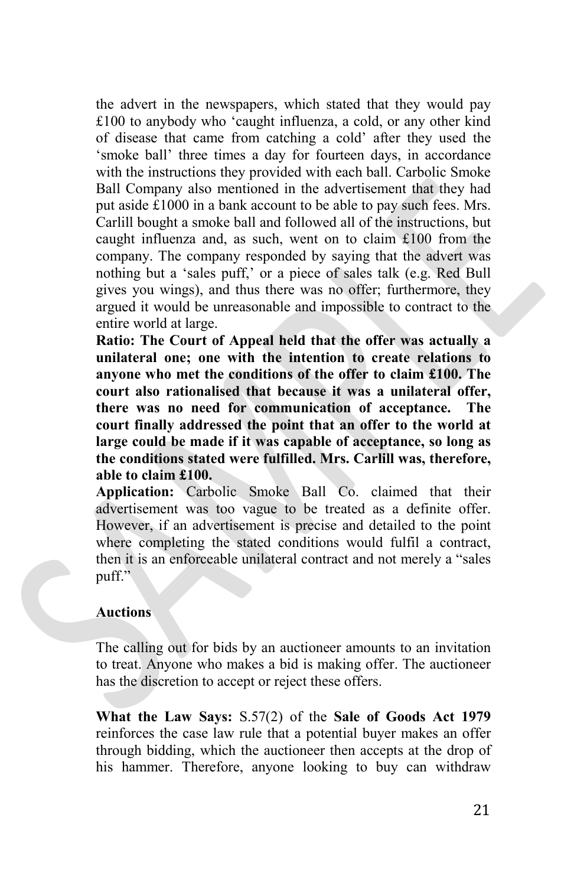the advert in the newspapers, which stated that they would pay £100 to anybody who 'caught influenza, a cold, or any other kind of disease that came from catching a cold' after they used the 'smoke ball' three times a day for fourteen days, in accordance with the instructions they provided with each ball. Carbolic Smoke Ball Company also mentioned in the advertisement that they had put aside £1000 in a bank account to be able to pay such fees. Mrs. Carlill bought a smoke ball and followed all of the instructions, but caught influenza and, as such, went on to claim £100 from the company. The company responded by saying that the advert was nothing but a 'sales puff,' or a piece of sales talk (e.g. Red Bull gives you wings), and thus there was no offer; furthermore, they argued it would be unreasonable and impossible to contract to the entire world at large.

**Ratio: The Court of Appeal held that the offer was actually a unilateral one; one with the intention to create relations to anyone who met the conditions of the offer to claim £100. The court also rationalised that because it was a unilateral offer, there was no need for communication of acceptance. The court finally addressed the point that an offer to the world at large could be made if it was capable of acceptance, so long as the conditions stated were fulfilled. Mrs. Carlill was, therefore, able to claim £100.**

**Application:** Carbolic Smoke Ball Co. claimed that their advertisement was too vague to be treated as a definite offer. However, if an advertisement is precise and detailed to the point where completing the stated conditions would fulfil a contract, then it is an enforceable unilateral contract and not merely a "sales puff."

**Auctions**

The calling out for bids by an auctioneer amounts to an invitation to treat. Anyone who makes a bid is making offer. The auctioneer has the discretion to accept or reject these offers.

**What the Law Says:** S.57(2) of the **Sale of Goods Act 1979** reinforces the case law rule that a potential buyer makes an offer through bidding, which the auctioneer then accepts at the drop of his hammer. Therefore, anyone looking to buy can withdraw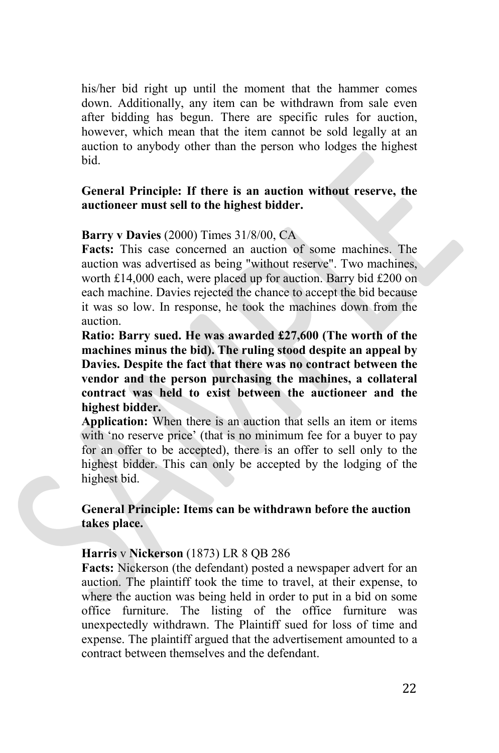his/her bid right up until the moment that the hammer comes down. Additionally, any item can be withdrawn from sale even after bidding has begun. There are specific rules for auction, however, which mean that the item cannot be sold legally at an auction to anybody other than the person who lodges the highest bid.

**General Principle: If there is an auction without reserve, the auctioneer must sell to the highest bidder.**

**Barry v Davies** (2000) Times 31/8/00, CA

**Facts:** This case concerned an auction of some machines. The auction was advertised as being "without reserve". Two machines, worth £14,000 each, were placed up for auction. Barry bid £200 on each machine. Davies rejected the chance to accept the bid because it was so low. In response, he took the machines down from the auction.

**Ratio: Barry sued. He was awarded £27,600 (The worth of the machines minus the bid). The ruling stood despite an appeal by Davies. Despite the fact that there was no contract between the vendor and the person purchasing the machines, a collateral contract was held to exist between the auctioneer and the highest bidder.**

**Application:** When there is an auction that sells an item or items with 'no reserve price' (that is no minimum fee for a buyer to pay for an offer to be accepted), there is an offer to sell only to the highest bidder. This can only be accepted by the lodging of the highest bid.

**General Principle: Items can be withdrawn before the auction takes place.**

**Harris** v **Nickerson** (1873) LR 8 QB 286

**Facts:** Nickerson (the defendant) posted a newspaper advert for an auction. The plaintiff took the time to travel, at their expense, to where the auction was being held in order to put in a bid on some office furniture. The listing of the office furniture was unexpectedly withdrawn. The Plaintiff sued for loss of time and expense. The plaintiff argued that the advertisement amounted to a contract between themselves and the defendant.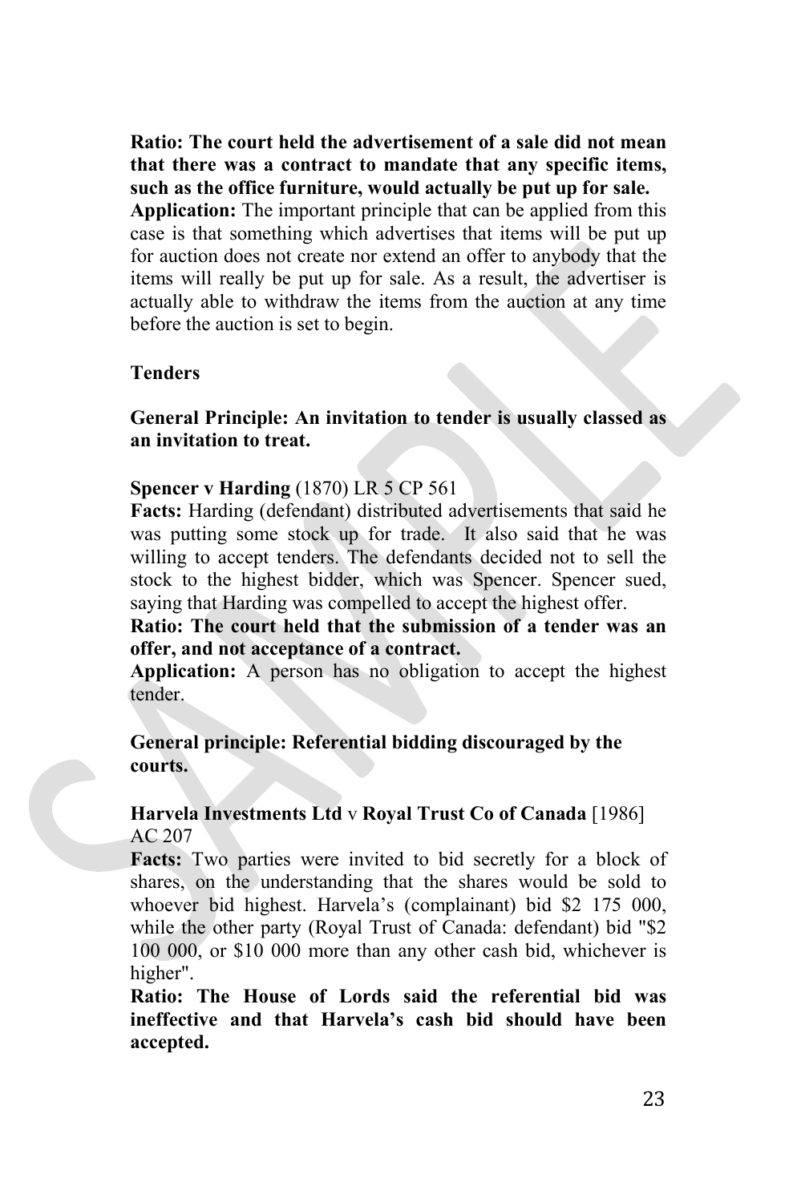**Ratio: The court held the advertisement of a sale did not mean that there was a contract to mandate that any specific items, such as the office furniture, would actually be put up for sale.**

**Application:** The important principle that can be applied from this case is that something which advertises that items will be put up for auction does not create nor extend an offer to anybody that the items will really be put up for sale. As a result, the advertiser is actually able to withdraw the items from the auction at any time before the auction is set to begin.

**Tenders**

**General Principle: An invitation to tender is usually classed as an invitation to treat.**

**Spencer v Harding** (1870) LR 5 CP 561

**Facts:** Harding (defendant) distributed advertisements that said he was putting some stock up for trade. It also said that he was willing to accept tenders. The defendants decided not to sell the stock to the highest bidder, which was Spencer. Spencer sued, saying that Harding was compelled to accept the highest offer.

**Ratio: The court held that the submission of a tender was an offer, and not acceptance of a contract.**

**Application:** A person has no obligation to accept the highest tender.

**General principle: Referential bidding discouraged by the courts.**

**Harvela Investments Ltd** v **Royal Trust Co of Canada** [1986] AC 207

**Facts:** Two parties were invited to bid secretly for a block of shares, on the understanding that the shares would be sold to whoever bid highest. Harvela's (complainant) bid $2 175 000, while the other party (Royal Trust of Canada: defendant) bid "$2 100 000, or $10 000 more than any other cash bid, whichever is higher".

**Ratio: The House of Lords said the referential bid was ineffective and that Harvela's cash bid should have been accepted.**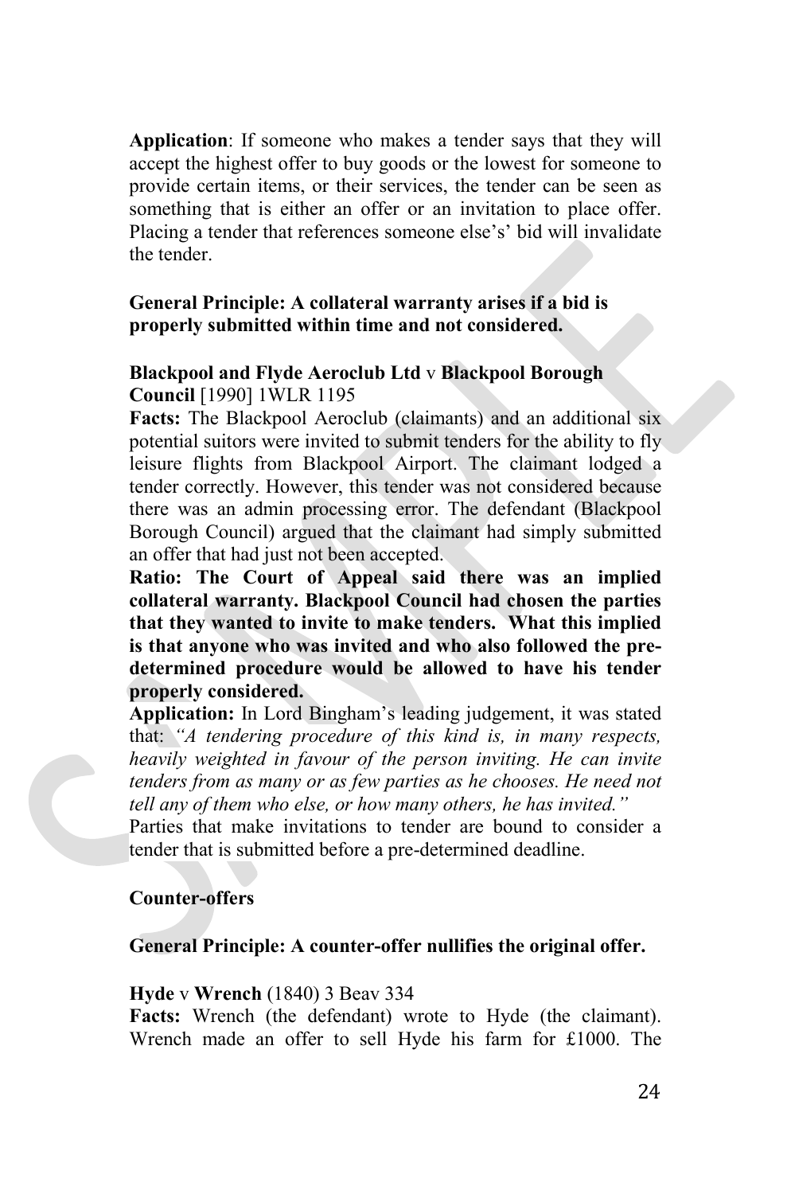**Application**: If someone who makes a tender says that they will accept the highest offer to buy goods or the lowest for someone to provide certain items, or their services, the tender can be seen as something that is either an offer or an invitation to place offer. Placing a tender that references someone else's' bid will invalidate the tender.

**General Principle: A collateral warranty arises if a bid is properly submitted within time and not considered.**

**Blackpool and Flyde Aeroclub Ltd** v **Blackpool Borough Council** [1990] 1WLR 1195

**Facts:** The Blackpool Aeroclub (claimants) and an additional six potential suitors were invited to submit tenders for the ability to fly leisure flights from Blackpool Airport. The claimant lodged a tender correctly. However, this tender was not considered because there was an admin processing error. The defendant (Blackpool Borough Council) argued that the claimant had simply submitted an offer that had just not been accepted.

**Ratio: The Court of Appeal said there was an implied collateral warranty. Blackpool Council had chosen the parties that they wanted to invite to make tenders. What this implied is that anyone who was invited and who also followed the pre-determined procedure would be allowed to have his tender properly considered.**

**Application:** In Lord Bingham's leading judgement, it was stated that: *"A tendering procedure of this kind is, in many respects, heavily weighted in favour of the person inviting. He can invite tenders from as many or as few parties as he chooses. He need not tell any of them who else, or how many others, he has invited."*

Parties that make invitations to tender are bound to consider a tender that is submitted before a pre-determined deadline.

**Counter-offers**

**General Principle: A counter-offer nullifies the original offer.**

**Hyde** v **Wrench** (1840) 3 Beav 334

**Facts:** Wrench (the defendant) wrote to Hyde (the claimant). Wrench made an offer to sell Hyde his farm for £1000. The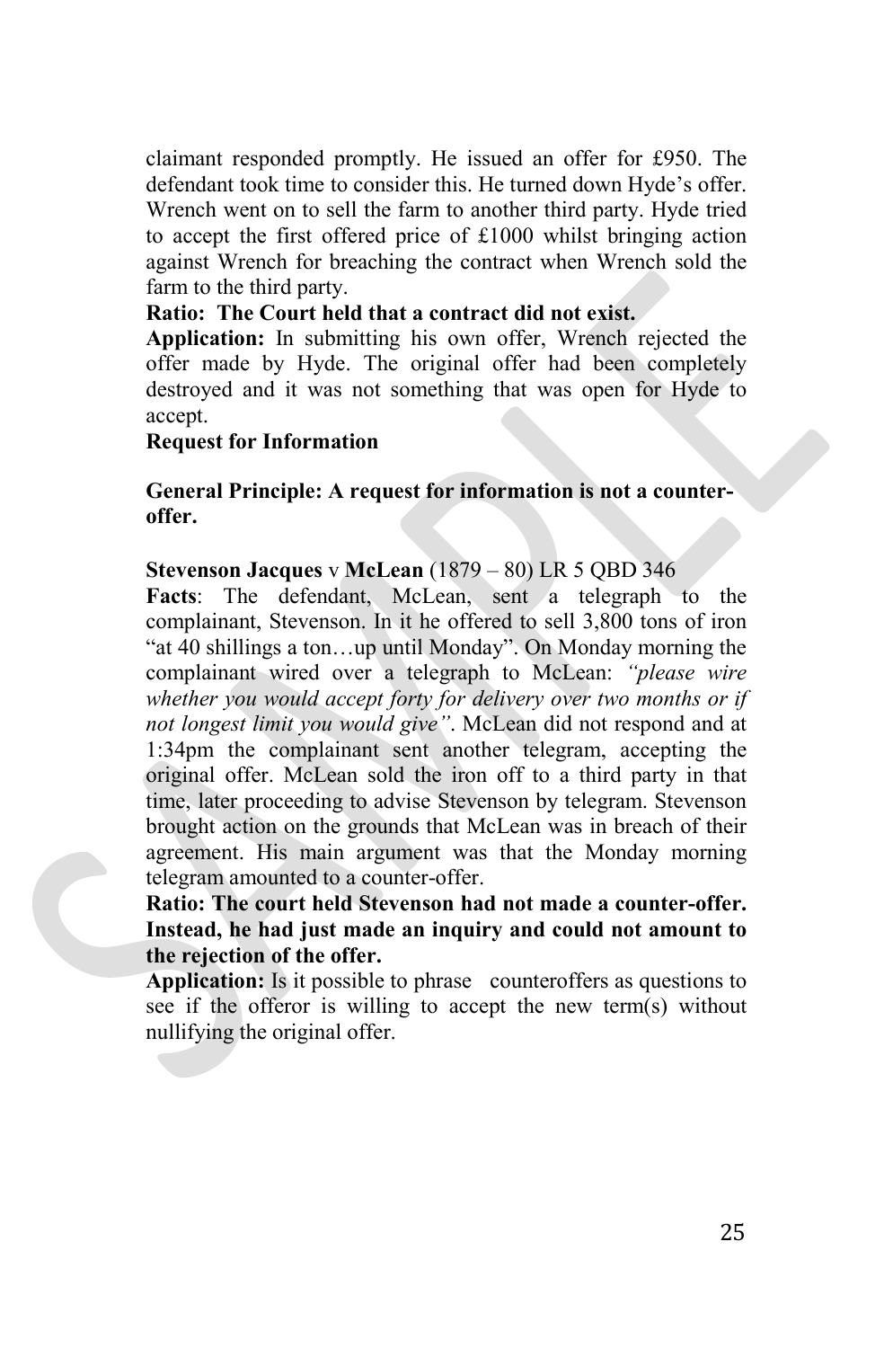claimant responded promptly. He issued an offer for £950. The defendant took time to consider this. He turned down Hyde's offer. Wrench went on to sell the farm to another third party. Hyde tried to accept the first offered price of £1000 whilst bringing action against Wrench for breaching the contract when Wrench sold the farm to the third party.

**Ratio: The Court held that a contract did not exist.**

**Application:** In submitting his own offer, Wrench rejected the offer made by Hyde. The original offer had been completely destroyed and it was not something that was open for Hyde to accept.

**Request for Information**

**General Principle: A request for information is not a counter-offer.**

**Stevenson Jacques** v **McLean** (1879 – 80) LR 5 QBD 346

**Facts**: The defendant, McLean, sent a telegraph to the complainant, Stevenson. In it he offered to sell 3,800 tons of iron "at 40 shillings a ton…up until Monday". On Monday morning the complainant wired over a telegraph to McLean: *"please wire whether you would accept forty for delivery over two months or if not longest limit you would give"*. McLean did not respond and at 1:34pm the complainant sent another telegram, accepting the original offer. McLean sold the iron off to a third party in that time, later proceeding to advise Stevenson by telegram. Stevenson brought action on the grounds that McLean was in breach of their agreement. His main argument was that the Monday morning telegram amounted to a counter-offer.

**Ratio: The court held Stevenson had not made a counter-offer. Instead, he had just made an inquiry and could not amount to the rejection of the offer.**

**Application:** Is it possible to phrase counteroffers as questions to see if the offeror is willing to accept the new term(s) without nullifying the original offer.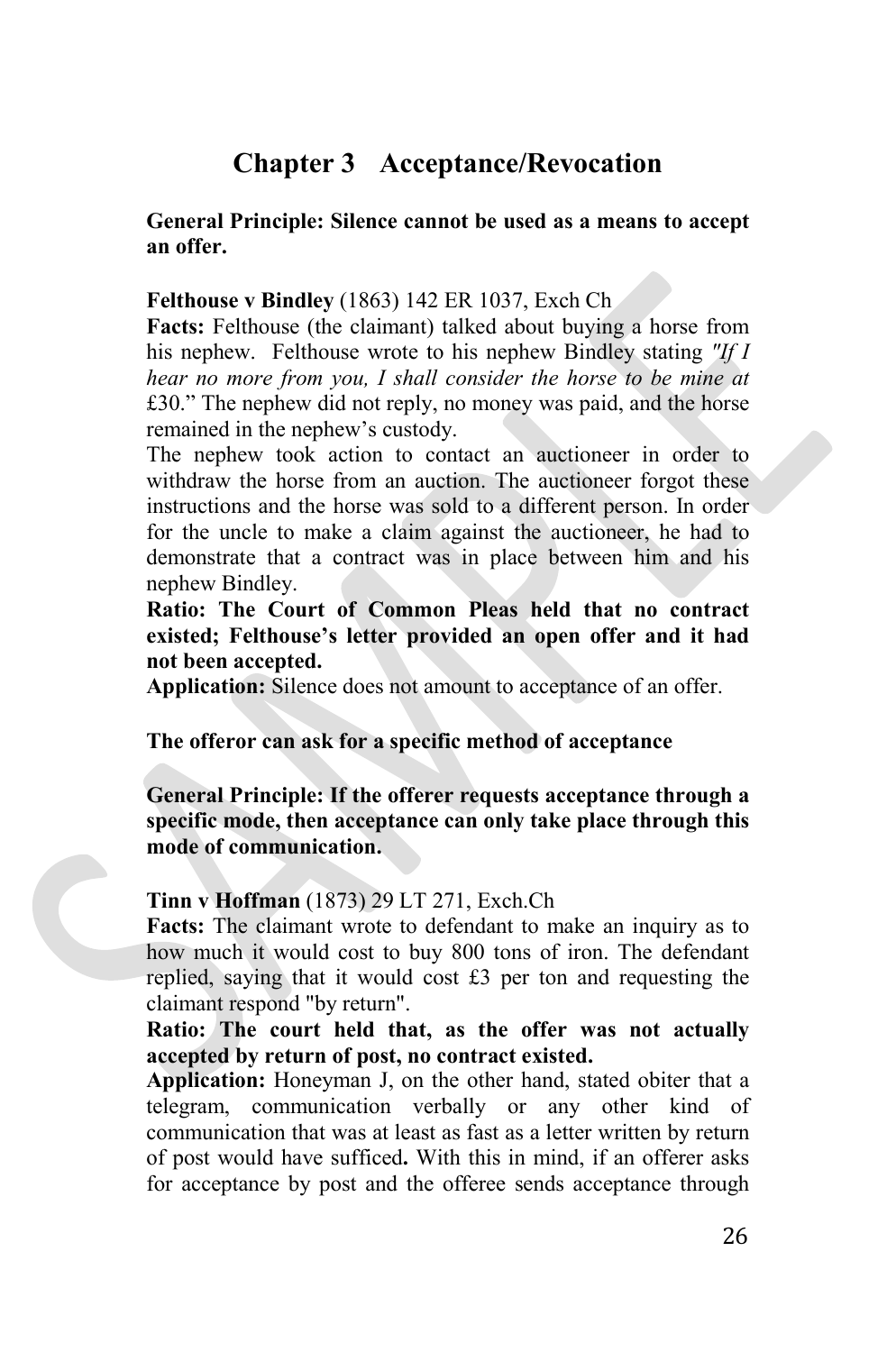# Chapter 3 Acceptance/Revocation

**General Principle: Silence cannot be used as a means to accept an offer.**

**Felthouse v Bindley** (1863) 142 ER 1037, Exch Ch

**Facts:** Felthouse (the claimant) talked about buying a horse from his nephew. Felthouse wrote to his nephew Bindley stating *"If I hear no more from you, I shall consider the horse to be mine at* £30." The nephew did not reply, no money was paid, and the horse remained in the nephew's custody.

The nephew took action to contact an auctioneer in order to withdraw the horse from an auction. The auctioneer forgot these instructions and the horse was sold to a different person. In order for the uncle to make a claim against the auctioneer, he had to demonstrate that a contract was in place between him and his nephew Bindley.

**Ratio: The Court of Common Pleas held that no contract existed; Felthouse's letter provided an open offer and it had not been accepted.**

**Application:** Silence does not amount to acceptance of an offer.

**The offeror can ask for a specific method of acceptance**

**General Principle: If the offerer requests acceptance through a specific mode, then acceptance can only take place through this mode of communication.**

**Tinn v Hoffman** (1873) 29 LT 271, Exch.Ch

**Facts:** The claimant wrote to defendant to make an inquiry as to how much it would cost to buy 800 tons of iron. The defendant replied, saying that it would cost £3 per ton and requesting the claimant respond "by return".

**Ratio: The court held that, as the offer was not actually accepted by return of post, no contract existed.**

**Application:** Honeyman J, on the other hand, stated obiter that a telegram, communication verbally or any other kind of communication that was at least as fast as a letter written by return of post would have sufficed**.** With this in mind, if an offerer asks for acceptance by post and the offeree sends acceptance through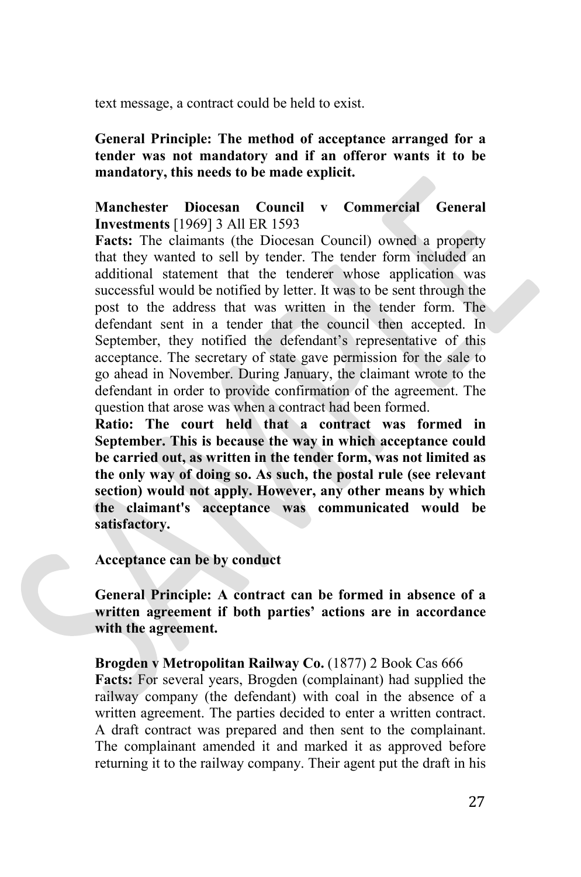text message, a contract could be held to exist.

**General Principle: The method of acceptance arranged for a tender was not mandatory and if an offeror wants it to be mandatory, this needs to be made explicit.**

**Manchester Diocesan Council v Commercial General Investments** [1969] 3 All ER 1593

**Facts:** The claimants (the Diocesan Council) owned a property that they wanted to sell by tender. The tender form included an additional statement that the tenderer whose application was successful would be notified by letter. It was to be sent through the post to the address that was written in the tender form. The defendant sent in a tender that the council then accepted. In September, they notified the defendant's representative of this acceptance. The secretary of state gave permission for the sale to go ahead in November. During January, the claimant wrote to the defendant in order to provide confirmation of the agreement. The question that arose was when a contract had been formed.

**Ratio: The court held that a contract was formed in September. This is because the way in which acceptance could be carried out, as written in the tender form, was not limited as the only way of doing so. As such, the postal rule (see relevant section) would not apply. However, any other means by which the claimant's acceptance was communicated would be satisfactory.**

**Acceptance can be by conduct**

**General Principle: A contract can be formed in absence of a written agreement if both parties' actions are in accordance with the agreement.**

**Brogden v Metropolitan Railway Co.** (1877) 2 Book Cas 666

**Facts:** For several years, Brogden (complainant) had supplied the railway company (the defendant) with coal in the absence of a written agreement. The parties decided to enter a written contract. A draft contract was prepared and then sent to the complainant. The complainant amended it and marked it as approved before returning it to the railway company. Their agent put the draft in his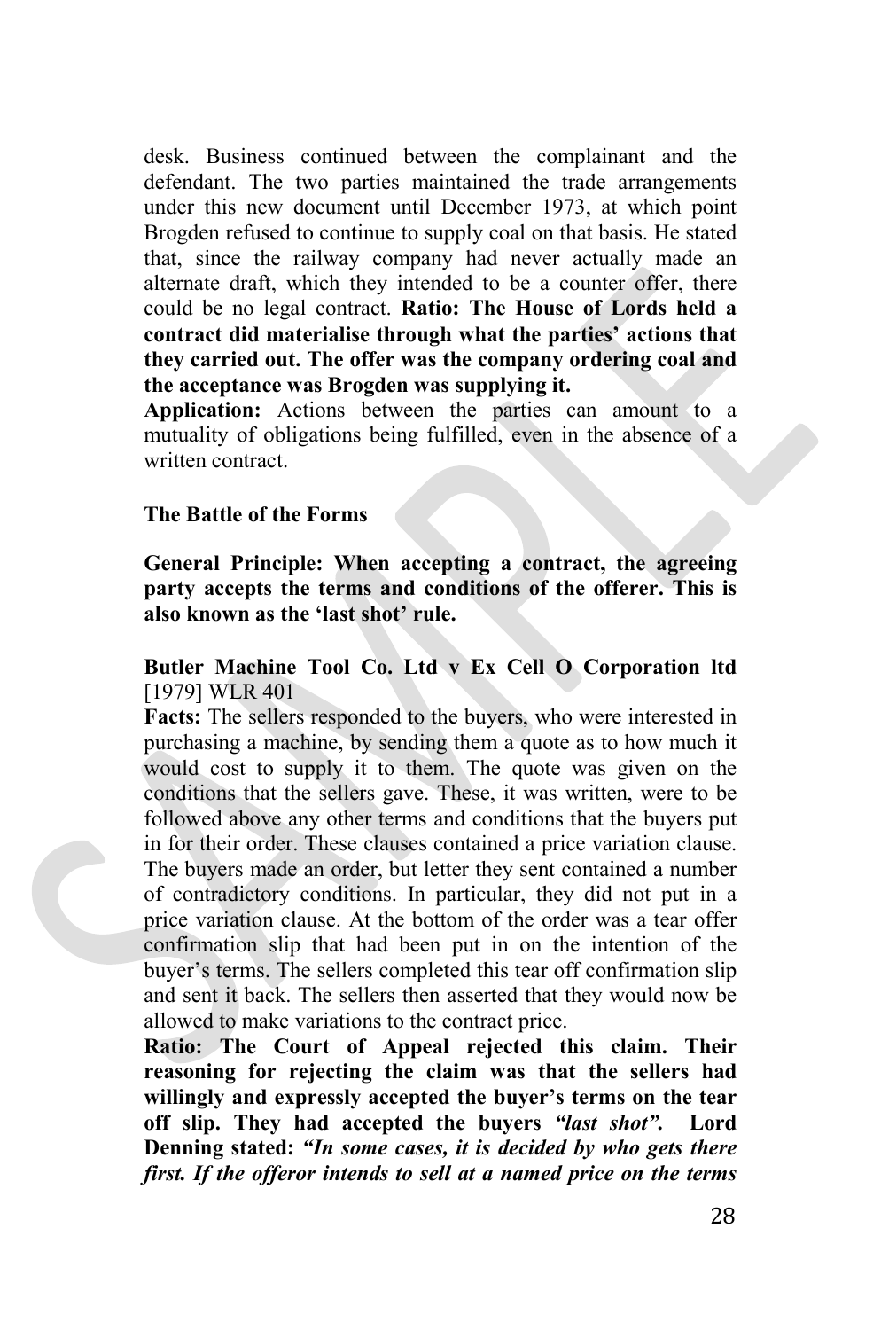desk. Business continued between the complainant and the defendant. The two parties maintained the trade arrangements under this new document until December 1973, at which point Brogden refused to continue to supply coal on that basis. He stated that, since the railway company had never actually made an alternate draft, which they intended to be a counter offer, there could be no legal contract. **Ratio: The House of Lords held a contract did materialise through what the parties' actions that they carried out. The offer was the company ordering coal and the acceptance was Brogden was supplying it.**

**Application:** Actions between the parties can amount to a mutuality of obligations being fulfilled, even in the absence of a written contract.

**The Battle of the Forms**

**General Principle: When accepting a contract, the agreeing party accepts the terms and conditions of the offerer. This is also known as the 'last shot' rule.**

**Butler Machine Tool Co. Ltd v Ex Cell O Corporation ltd** [1979] WLR 401

**Facts:** The sellers responded to the buyers, who were interested in purchasing a machine, by sending them a quote as to how much it would cost to supply it to them. The quote was given on the conditions that the sellers gave. These, it was written, were to be followed above any other terms and conditions that the buyers put in for their order. These clauses contained a price variation clause. The buyers made an order, but letter they sent contained a number of contradictory conditions. In particular, they did not put in a price variation clause. At the bottom of the order was a tear offer confirmation slip that had been put in on the intention of the buyer's terms. The sellers completed this tear off confirmation slip and sent it back. The sellers then asserted that they would now be allowed to make variations to the contract price.

**Ratio: The Court of Appeal rejected this claim. Their reasoning for rejecting the claim was that the sellers had willingly and expressly accepted the buyer's terms on the tear off slip. They had accepted the buyers *"last shot"*. Lord Denning stated:** ***"In some cases, it is decided by who gets there first. If the offeror intends to sell at a named price on the terms***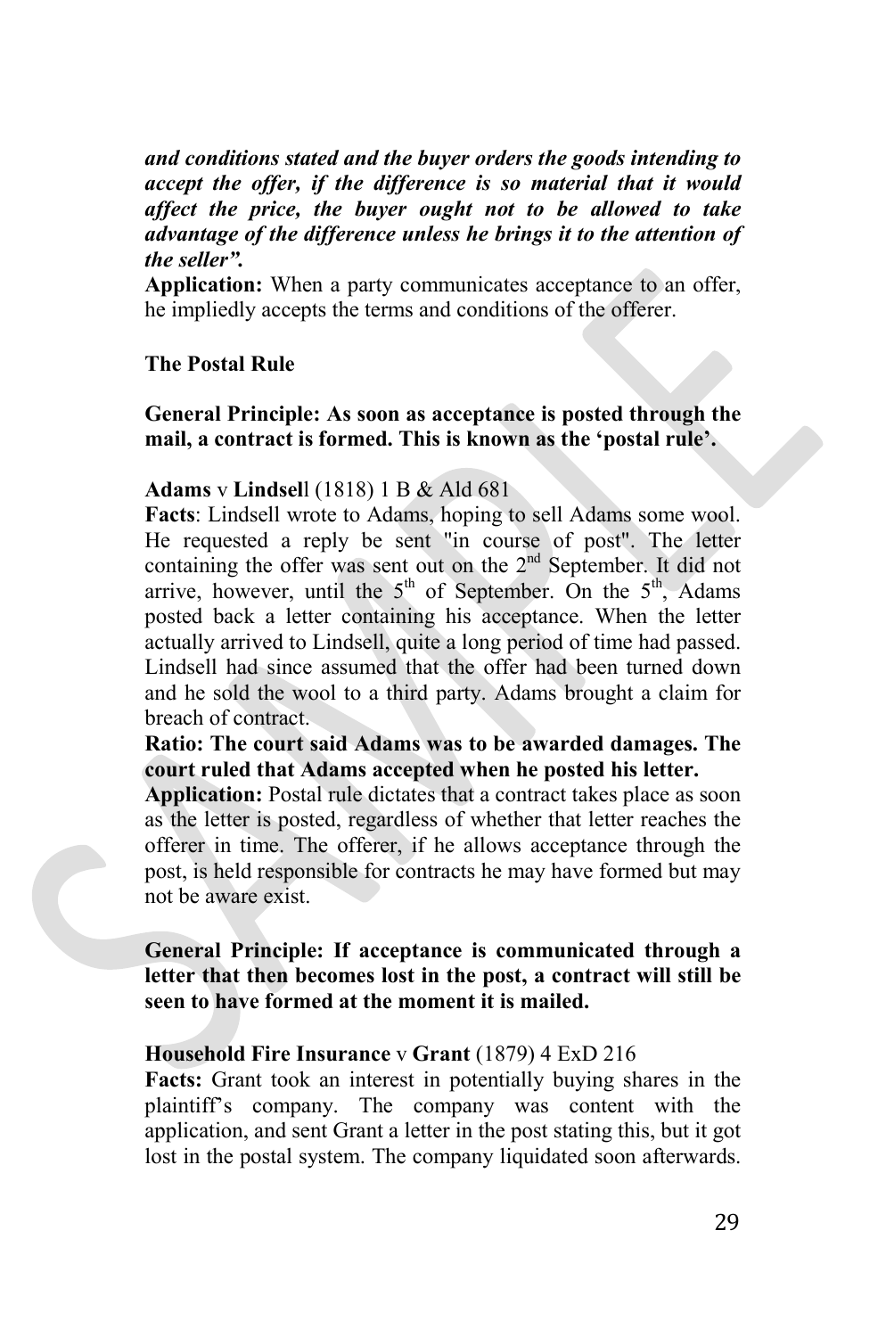***and conditions stated and the buyer orders the goods intending to accept the offer, if the difference is so material that it would affect the price, the buyer ought not to be allowed to take advantage of the difference unless he brings it to the attention of the seller".***

**Application:** When a party communicates acceptance to an offer, he impliedly accepts the terms and conditions of the offerer.

**The Postal Rule**

**General Principle: As soon as acceptance is posted through the mail, a contract is formed. This is known as the 'postal rule'.**

**Adams** v **Lindsel**l (1818) 1 B & Ald 681

**Facts**: Lindsell wrote to Adams, hoping to sell Adams some wool. He requested a reply be sent "in course of post". The letter containing the offer was sent out on the 2nd September. It did not arrive, however, until the 5th of September. On the 5th, Adams posted back a letter containing his acceptance. When the letter actually arrived to Lindsell, quite a long period of time had passed. Lindsell had since assumed that the offer had been turned down and he sold the wool to a third party. Adams brought a claim for breach of contract.

**Ratio: The court said Adams was to be awarded damages. The court ruled that Adams accepted when he posted his letter.**

**Application:** Postal rule dictates that a contract takes place as soon as the letter is posted, regardless of whether that letter reaches the offerer in time. The offerer, if he allows acceptance through the post, is held responsible for contracts he may have formed but may not be aware exist.

**General Principle: If acceptance is communicated through a letter that then becomes lost in the post, a contract will still be seen to have formed at the moment it is mailed.**

**Household Fire Insurance** v **Grant** (1879) 4 ExD 216

**Facts:** Grant took an interest in potentially buying shares in the plaintiff's company. The company was content with the application, and sent Grant a letter in the post stating this, but it got lost in the postal system. The company liquidated soon afterwards.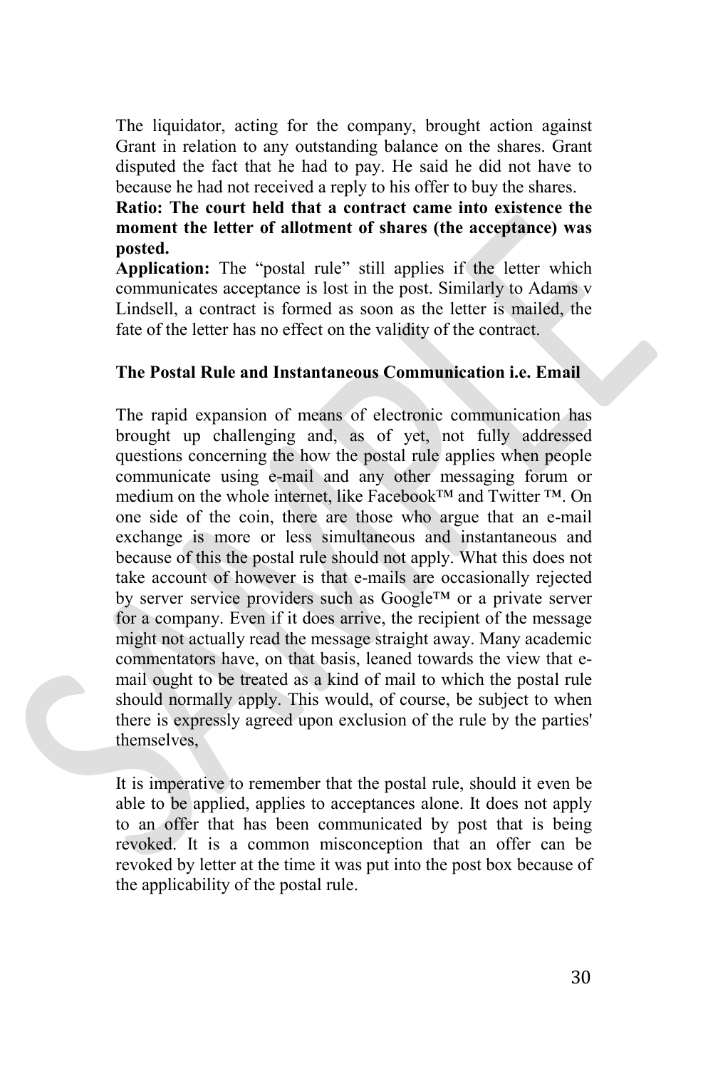The liquidator, acting for the company, brought action against Grant in relation to any outstanding balance on the shares. Grant disputed the fact that he had to pay. He said he did not have to because he had not received a reply to his offer to buy the shares.

**Ratio: The court held that a contract came into existence the moment the letter of allotment of shares (the acceptance) was posted.**

**Application:** The "postal rule" still applies if the letter which communicates acceptance is lost in the post. Similarly to Adams v Lindsell, a contract is formed as soon as the letter is mailed, the fate of the letter has no effect on the validity of the contract.

**The Postal Rule and Instantaneous Communication i.e. Email**

The rapid expansion of means of electronic communication has brought up challenging and, as of yet, not fully addressed questions concerning the how the postal rule applies when people communicate using e-mail and any other messaging forum or medium on the whole internet, like Facebook™ and Twitter ™. On one side of the coin, there are those who argue that an e-mail exchange is more or less simultaneous and instantaneous and because of this the postal rule should not apply. What this does not take account of however is that e-mails are occasionally rejected by server service providers such as Google™ or a private server for a company. Even if it does arrive, the recipient of the message might not actually read the message straight away. Many academic commentators have, on that basis, leaned towards the view that e-mail ought to be treated as a kind of mail to which the postal rule should normally apply. This would, of course, be subject to when there is expressly agreed upon exclusion of the rule by the parties' themselves,

It is imperative to remember that the postal rule, should it even be able to be applied, applies to acceptances alone. It does not apply to an offer that has been communicated by post that is being revoked. It is a common misconception that an offer can be revoked by letter at the time it was put into the post box because of the applicability of the postal rule.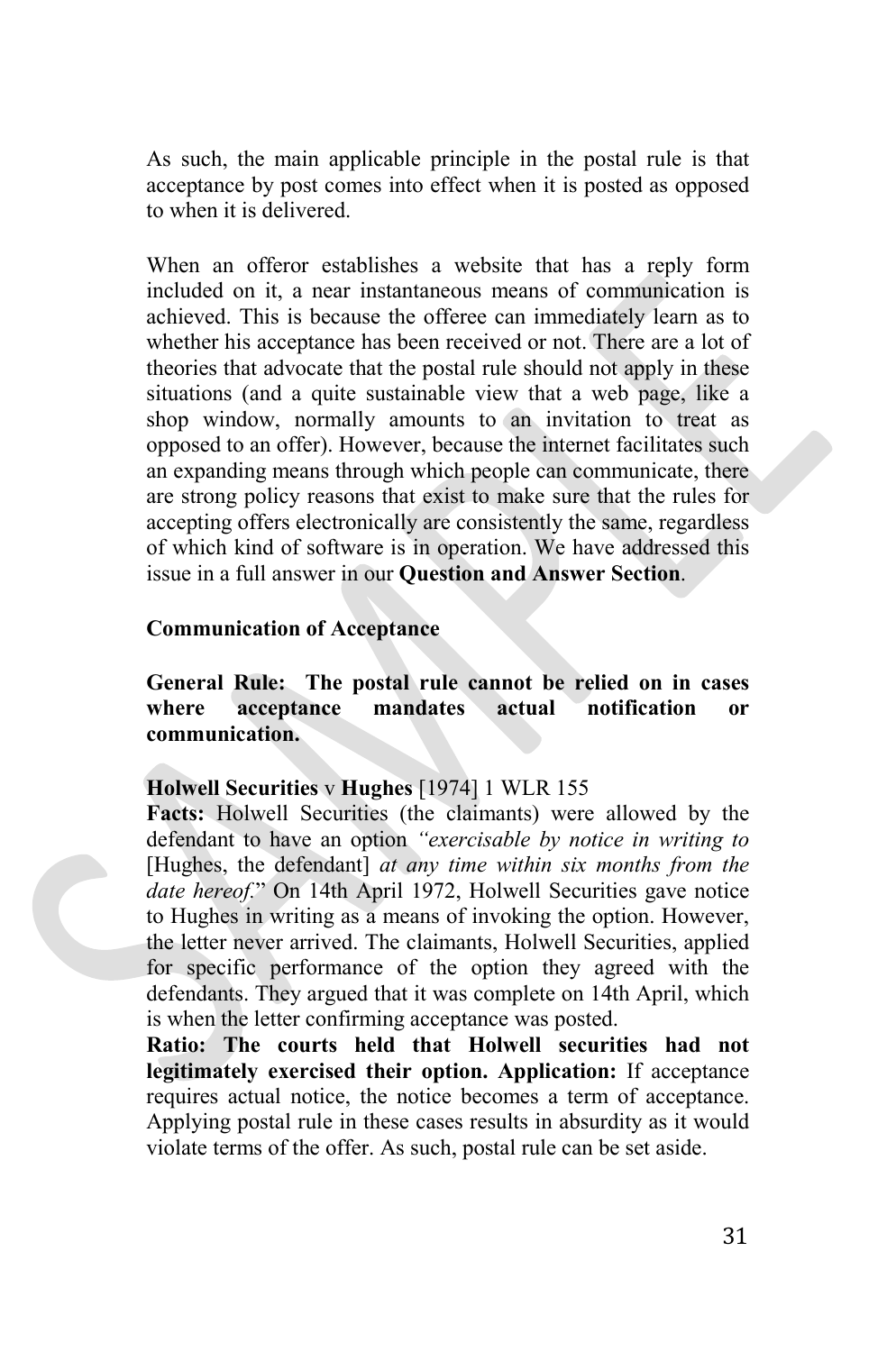As such, the main applicable principle in the postal rule is that acceptance by post comes into effect when it is posted as opposed to when it is delivered.

When an offeror establishes a website that has a reply form included on it, a near instantaneous means of communication is achieved. This is because the offeree can immediately learn as to whether his acceptance has been received or not. There are a lot of theories that advocate that the postal rule should not apply in these situations (and a quite sustainable view that a web page, like a shop window, normally amounts to an invitation to treat as opposed to an offer). However, because the internet facilitates such an expanding means through which people can communicate, there are strong policy reasons that exist to make sure that the rules for accepting offers electronically are consistently the same, regardless of which kind of software is in operation. We have addressed this issue in a full answer in our **Question and Answer Section**.

**Communication of Acceptance**

**General Rule: The postal rule cannot be relied on in cases where acceptance mandates actual notification or communication.**

**Holwell Securities** v **Hughes** [1974] 1 WLR 155

**Facts:** Holwell Securities (the claimants) were allowed by the defendant to have an option *"exercisable by notice in writing to* [Hughes, the defendant] *at any time within six months from the date hereof.*" On 14th April 1972, Holwell Securities gave notice to Hughes in writing as a means of invoking the option. However, the letter never arrived. The claimants, Holwell Securities, applied for specific performance of the option they agreed with the defendants. They argued that it was complete on 14th April, which is when the letter confirming acceptance was posted.

**Ratio: The courts held that Holwell securities had not legitimately exercised their option. Application:** If acceptance requires actual notice, the notice becomes a term of acceptance. Applying postal rule in these cases results in absurdity as it would violate terms of the offer. As such, postal rule can be set aside.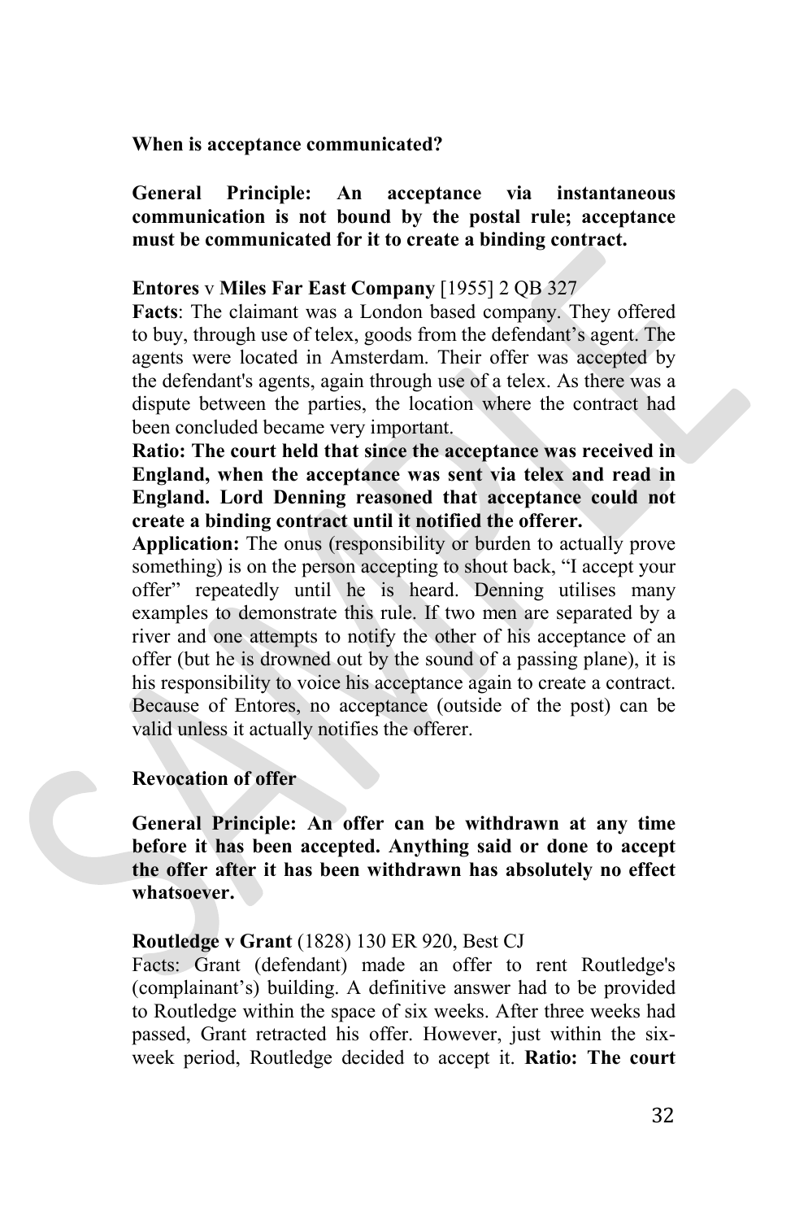**When is acceptance communicated?**

**General Principle: An acceptance via instantaneous communication is not bound by the postal rule; acceptance must be communicated for it to create a binding contract.**

**Entores** v **Miles Far East Company** [1955] 2 QB 327

**Facts**: The claimant was a London based company. They offered to buy, through use of telex, goods from the defendant's agent. The agents were located in Amsterdam. Their offer was accepted by the defendant's agents, again through use of a telex. As there was a dispute between the parties, the location where the contract had been concluded became very important.

**Ratio: The court held that since the acceptance was received in England, when the acceptance was sent via telex and read in England. Lord Denning reasoned that acceptance could not create a binding contract until it notified the offerer.**

**Application:** The onus (responsibility or burden to actually prove something) is on the person accepting to shout back, "I accept your offer" repeatedly until he is heard. Denning utilises many examples to demonstrate this rule. If two men are separated by a river and one attempts to notify the other of his acceptance of an offer (but he is drowned out by the sound of a passing plane), it is his responsibility to voice his acceptance again to create a contract. Because of Entores, no acceptance (outside of the post) can be valid unless it actually notifies the offerer.

**Revocation of offer**

**General Principle: An offer can be withdrawn at any time before it has been accepted. Anything said or done to accept the offer after it has been withdrawn has absolutely no effect whatsoever.**

**Routledge v Grant** (1828) 130 ER 920, Best CJ

Facts: Grant (defendant) made an offer to rent Routledge's (complainant's) building. A definitive answer had to be provided to Routledge within the space of six weeks. After three weeks had passed, Grant retracted his offer. However, just within the six-week period, Routledge decided to accept it. **Ratio: The court**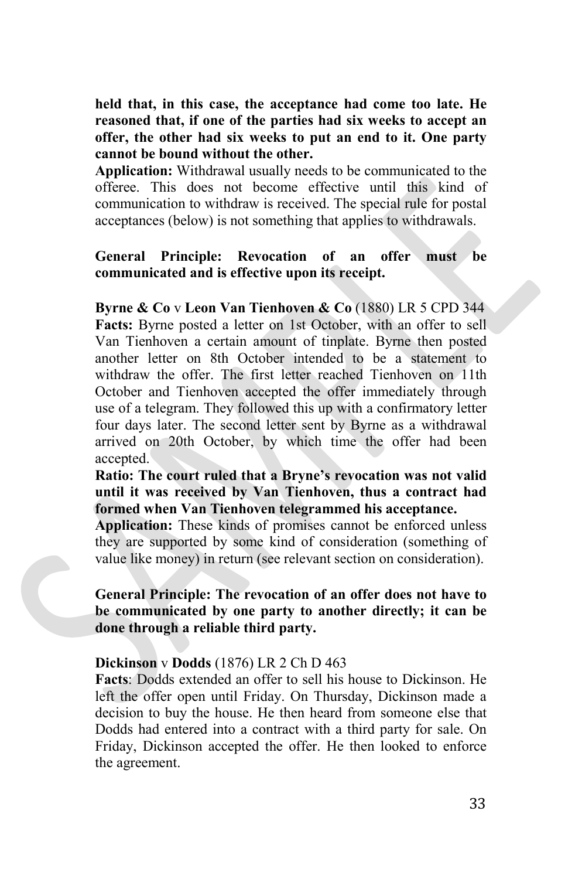**held that, in this case, the acceptance had come too late. He reasoned that, if one of the parties had six weeks to accept an offer, the other had six weeks to put an end to it. One party cannot be bound without the other.**

**Application:** Withdrawal usually needs to be communicated to the offeree. This does not become effective until this kind of communication to withdraw is received. The special rule for postal acceptances (below) is not something that applies to withdrawals.

**General Principle: Revocation of an offer must be communicated and is effective upon its receipt.**

**Byrne & Co** v **Leon Van Tienhoven & Co** (1880) LR 5 CPD 344

**Facts:** Byrne posted a letter on 1st October, with an offer to sell Van Tienhoven a certain amount of tinplate. Byrne then posted another letter on 8th October intended to be a statement to withdraw the offer. The first letter reached Tienhoven on 11th October and Tienhoven accepted the offer immediately through use of a telegram. They followed this up with a confirmatory letter four days later. The second letter sent by Byrne as a withdrawal arrived on 20th October, by which time the offer had been accepted.

**Ratio: The court ruled that a Bryne's revocation was not valid until it was received by Van Tienhoven, thus a contract had formed when Van Tienhoven telegrammed his acceptance.**

**Application:** These kinds of promises cannot be enforced unless they are supported by some kind of consideration (something of value like money) in return (see relevant section on consideration).

**General Principle: The revocation of an offer does not have to be communicated by one party to another directly; it can be done through a reliable third party.**

**Dickinson** v **Dodds** (1876) LR 2 Ch D 463

**Facts**: Dodds extended an offer to sell his house to Dickinson. He left the offer open until Friday. On Thursday, Dickinson made a decision to buy the house. He then heard from someone else that Dodds had entered into a contract with a third party for sale. On Friday, Dickinson accepted the offer. He then looked to enforce the agreement.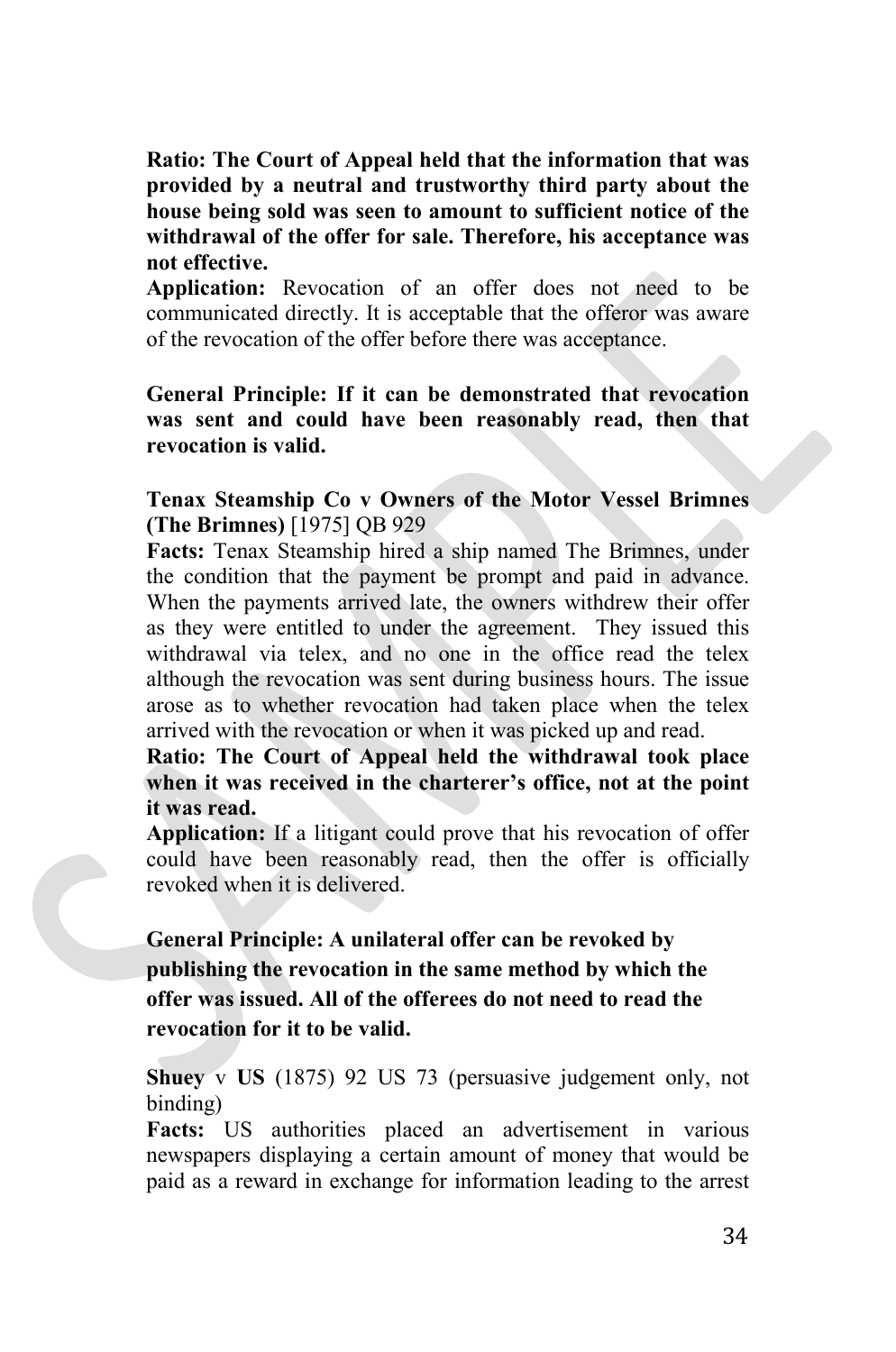**Ratio: The Court of Appeal held that the information that was provided by a neutral and trustworthy third party about the house being sold was seen to amount to sufficient notice of the withdrawal of the offer for sale. Therefore, his acceptance was not effective.**

**Application:** Revocation of an offer does not need to be communicated directly. It is acceptable that the offeror was aware of the revocation of the offer before there was acceptance.

**General Principle: If it can be demonstrated that revocation was sent and could have been reasonably read, then that revocation is valid.**

**Tenax Steamship Co v Owners of the Motor Vessel Brimnes (The Brimnes)** [1975] QB 929

**Facts:** Tenax Steamship hired a ship named The Brimnes, under the condition that the payment be prompt and paid in advance. When the payments arrived late, the owners withdrew their offer as they were entitled to under the agreement. They issued this withdrawal via telex, and no one in the office read the telex although the revocation was sent during business hours. The issue arose as to whether revocation had taken place when the telex arrived with the revocation or when it was picked up and read.

**Ratio: The Court of Appeal held the withdrawal took place when it was received in the charterer's office, not at the point it was read.**

**Application:** If a litigant could prove that his revocation of offer could have been reasonably read, then the offer is officially revoked when it is delivered.

**General Principle: A unilateral offer can be revoked by publishing the revocation in the same method by which the offer was issued. All of the offerees do not need to read the revocation for it to be valid.**

**Shuey** v **US** (1875) 92 US 73 (persuasive judgement only, not binding)

**Facts:** US authorities placed an advertisement in various newspapers displaying a certain amount of money that would be paid as a reward in exchange for information leading to the arrest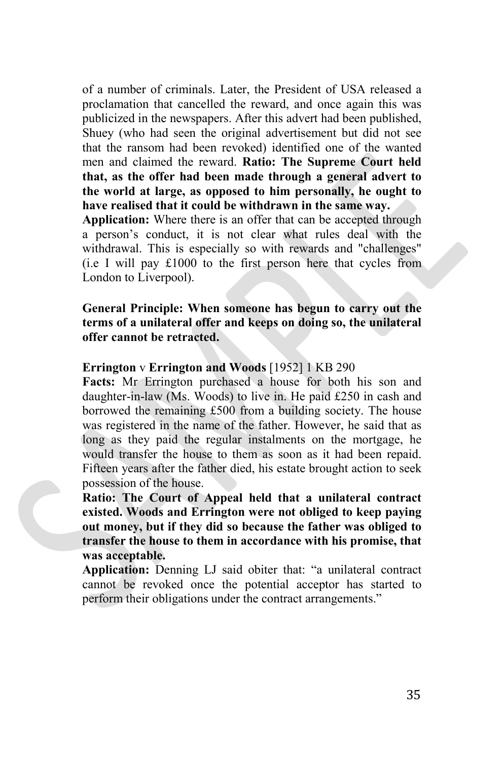of a number of criminals. Later, the President of USA released a proclamation that cancelled the reward, and once again this was publicized in the newspapers. After this advert had been published, Shuey (who had seen the original advertisement but did not see that the ransom had been revoked) identified one of the wanted men and claimed the reward. **Ratio: The Supreme Court held that, as the offer had been made through a general advert to the world at large, as opposed to him personally, he ought to have realised that it could be withdrawn in the same way.**

**Application:** Where there is an offer that can be accepted through a person's conduct, it is not clear what rules deal with the withdrawal. This is especially so with rewards and "challenges" (i.e I will pay £1000 to the first person here that cycles from London to Liverpool).

**General Principle: When someone has begun to carry out the terms of a unilateral offer and keeps on doing so, the unilateral offer cannot be retracted.**

**Errington** v **Errington and Woods** [1952] 1 KB 290

**Facts:** Mr Errington purchased a house for both his son and daughter-in-law (Ms. Woods) to live in. He paid £250 in cash and borrowed the remaining £500 from a building society. The house was registered in the name of the father. However, he said that as long as they paid the regular instalments on the mortgage, he would transfer the house to them as soon as it had been repaid. Fifteen years after the father died, his estate brought action to seek possession of the house.

**Ratio: The Court of Appeal held that a unilateral contract existed. Woods and Errington were not obliged to keep paying out money, but if they did so because the father was obliged to transfer the house to them in accordance with his promise, that was acceptable.**

**Application:** Denning LJ said obiter that: "a unilateral contract cannot be revoked once the potential acceptor has started to perform their obligations under the contract arrangements."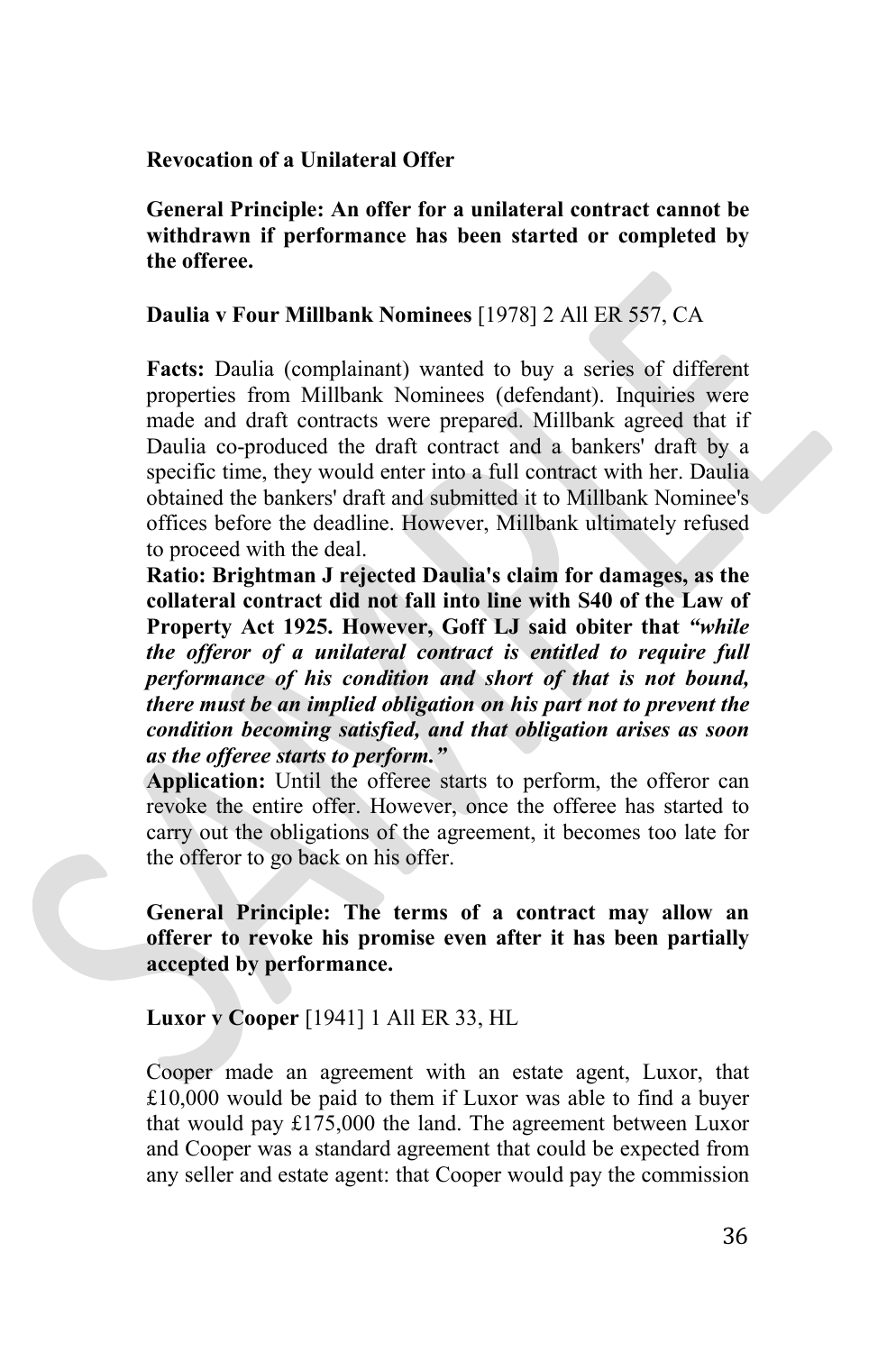**Revocation of a Unilateral Offer**

**General Principle: An offer for a unilateral contract cannot be withdrawn if performance has been started or completed by the offeree.**

**Daulia v Four Millbank Nominees** [1978] 2 All ER 557, CA

**Facts:** Daulia (complainant) wanted to buy a series of different properties from Millbank Nominees (defendant). Inquiries were made and draft contracts were prepared. Millbank agreed that if Daulia co-produced the draft contract and a bankers' draft by a specific time, they would enter into a full contract with her. Daulia obtained the bankers' draft and submitted it to Millbank Nominee's offices before the deadline. However, Millbank ultimately refused to proceed with the deal.

**Ratio: Brightman J rejected Daulia's claim for damages, as the collateral contract did not fall into line with S40 of the Law of Property Act 1925. However, Goff LJ said obiter that *"while the offeror of a unilateral contract is entitled to require full performance of his condition and short of that is not bound, there must be an implied obligation on his part not to prevent the condition becoming satisfied, and that obligation arises as soon as the offeree starts to perform."***

**Application:** Until the offeree starts to perform, the offeror can revoke the entire offer. However, once the offeree has started to carry out the obligations of the agreement, it becomes too late for the offeror to go back on his offer.

**General Principle: The terms of a contract may allow an offerer to revoke his promise even after it has been partially accepted by performance.**

**Luxor v Cooper** [1941] 1 All ER 33, HL

Cooper made an agreement with an estate agent, Luxor, that £10,000 would be paid to them if Luxor was able to find a buyer that would pay £175,000 the land. The agreement between Luxor and Cooper was a standard agreement that could be expected from any seller and estate agent: that Cooper would pay the commission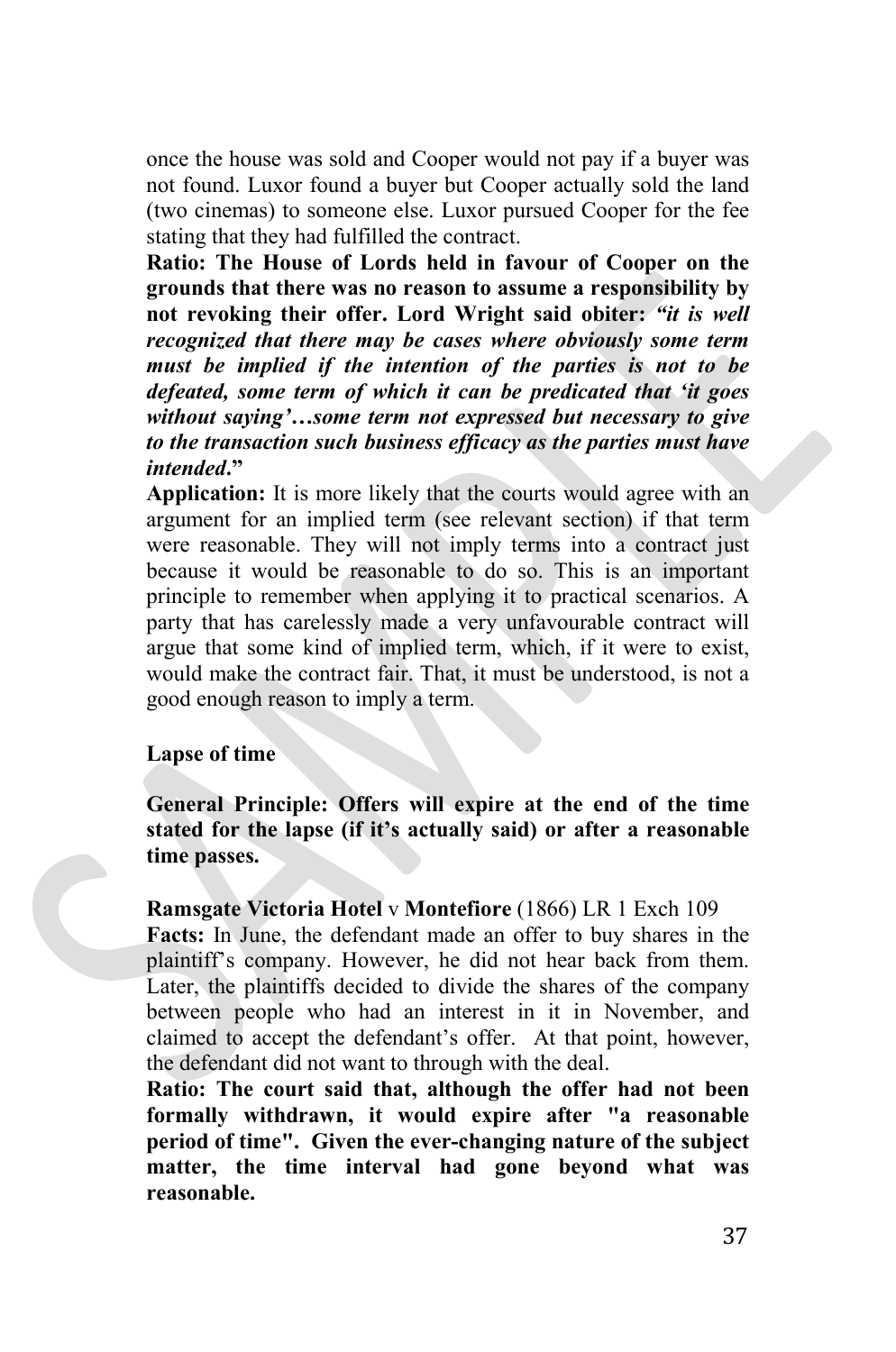once the house was sold and Cooper would not pay if a buyer was not found. Luxor found a buyer but Cooper actually sold the land (two cinemas) to someone else. Luxor pursued Cooper for the fee stating that they had fulfilled the contract.

**Ratio: The House of Lords held in favour of Cooper on the grounds that there was no reason to assume a responsibility by not revoking their offer. Lord Wright said obiter:** ***"it is well recognized that there may be cases where obviously some term must be implied if the intention of the parties is not to be defeated, some term of which it can be predicated that 'it goes without saying'…some term not expressed but necessary to give to the transaction such business efficacy as the parties must have intended*****."**

**Application:** It is more likely that the courts would agree with an argument for an implied term (see relevant section) if that term were reasonable. They will not imply terms into a contract just because it would be reasonable to do so. This is an important principle to remember when applying it to practical scenarios. A party that has carelessly made a very unfavourable contract will argue that some kind of implied term, which, if it were to exist, would make the contract fair. That, it must be understood, is not a good enough reason to imply a term.

**Lapse of time**

**General Principle: Offers will expire at the end of the time stated for the lapse (if it's actually said) or after a reasonable time passes.**

**Ramsgate Victoria Hotel** v **Montefiore** (1866) LR 1 Exch 109

**Facts:** In June, the defendant made an offer to buy shares in the plaintiff's company. However, he did not hear back from them. Later, the plaintiffs decided to divide the shares of the company between people who had an interest in it in November, and claimed to accept the defendant's offer. At that point, however, the defendant did not want to through with the deal.

**Ratio: The court said that, although the offer had not been formally withdrawn, it would expire after "a reasonable period of time". Given the ever-changing nature of the subject matter, the time interval had gone beyond what was reasonable.**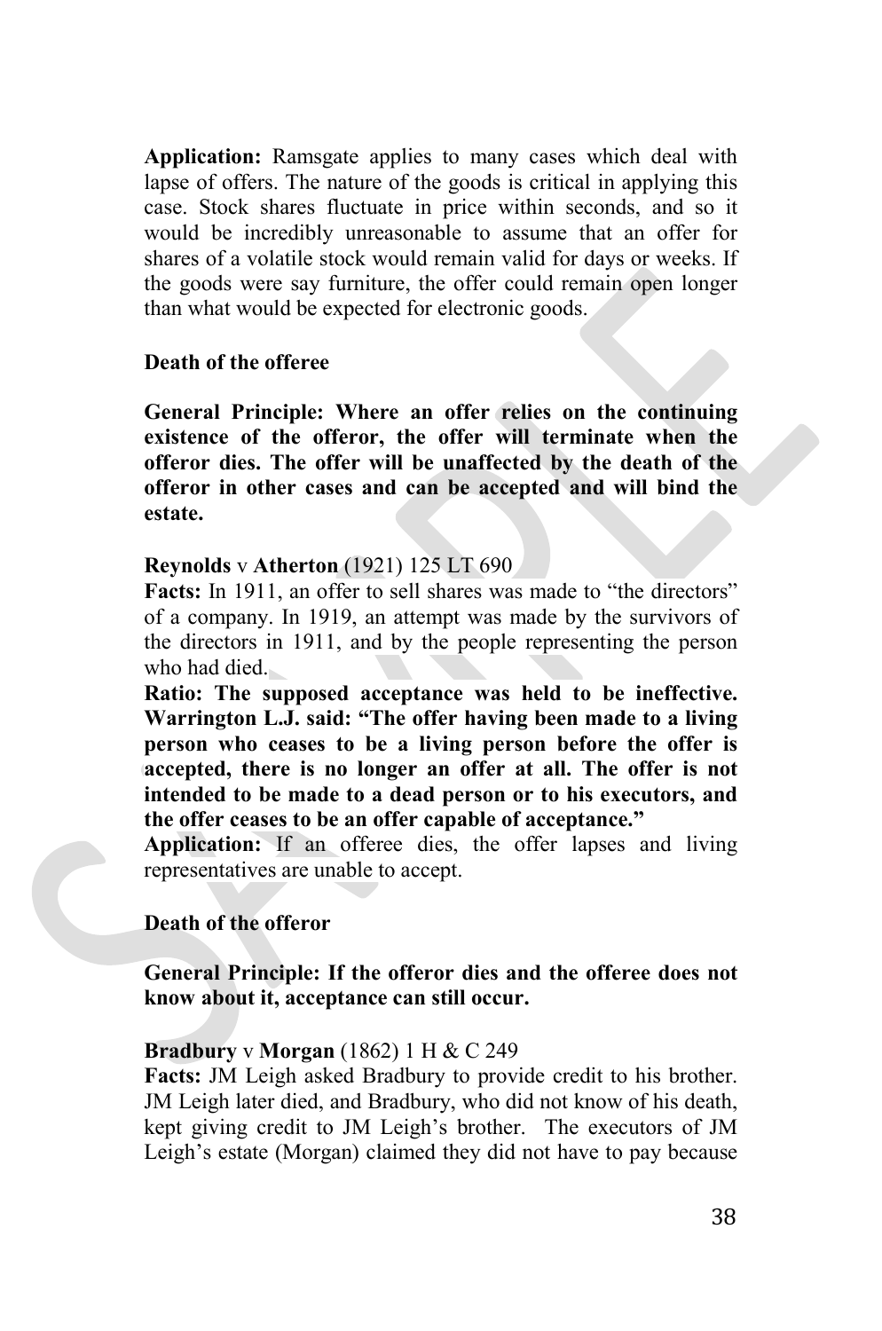**Application:** Ramsgate applies to many cases which deal with lapse of offers. The nature of the goods is critical in applying this case. Stock shares fluctuate in price within seconds, and so it would be incredibly unreasonable to assume that an offer for shares of a volatile stock would remain valid for days or weeks. If the goods were say furniture, the offer could remain open longer than what would be expected for electronic goods.

**Death of the offeree**

**General Principle: Where an offer relies on the continuing existence of the offeror, the offer will terminate when the offeror dies. The offer will be unaffected by the death of the offeror in other cases and can be accepted and will bind the estate.**

**Reynolds** v **Atherton** (1921) 125 LT 690

**Facts:** In 1911, an offer to sell shares was made to "the directors" of a company. In 1919, an attempt was made by the survivors of the directors in 1911, and by the people representing the person who had died.

**Ratio: The supposed acceptance was held to be ineffective. Warrington L.J. said: "The offer having been made to a living person who ceases to be a living person before the offer is accepted, there is no longer an offer at all. The offer is not intended to be made to a dead person or to his executors, and the offer ceases to be an offer capable of acceptance."**

**Application:** If an offeree dies, the offer lapses and living representatives are unable to accept.

**Death of the offeror**

**General Principle: If the offeror dies and the offeree does not know about it, acceptance can still occur.**

**Bradbury** v **Morgan** (1862) 1 H & C 249

**Facts:** JM Leigh asked Bradbury to provide credit to his brother. JM Leigh later died, and Bradbury, who did not know of his death, kept giving credit to JM Leigh's brother. The executors of JM Leigh's estate (Morgan) claimed they did not have to pay because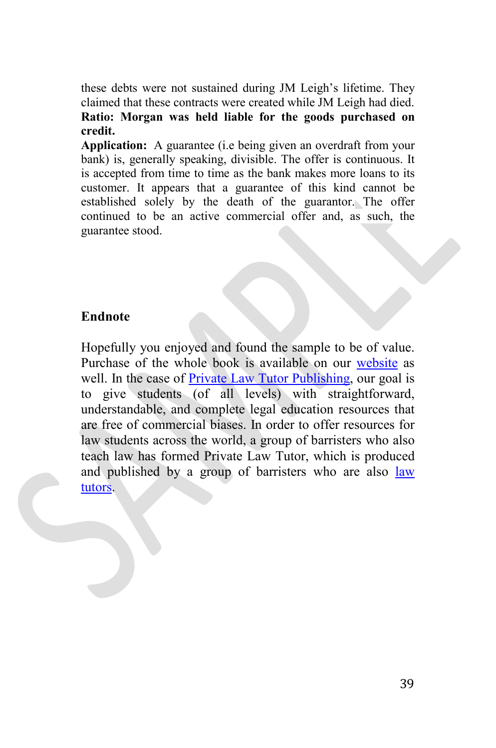these debts were not sustained during JM Leigh's lifetime. They claimed that these contracts were created while JM Leigh had died.

**Ratio: Morgan was held liable for the goods purchased on credit.**

**Application:** A guarantee (i.e being given an overdraft from your bank) is, generally speaking, divisible. The offer is continuous. It is accepted from time to time as the bank makes more loans to its customer. It appears that a guarantee of this kind cannot be established solely by the death of the guarantor. The offer continued to be an active commercial offer and, as such, the guarantee stood.

## Endnote

Hopefully you enjoyed and found the sample to be of value. Purchase of the whole book is available on our website as well. In the case of Private Law Tutor Publishing, our goal is to give students (of all levels) with straightforward, understandable, and complete legal education resources that are free of commercial biases. In order to offer resources for law students across the world, a group of barristers who also teach law has formed Private Law Tutor, which is produced and published by a group of barristers who are also law tutors.